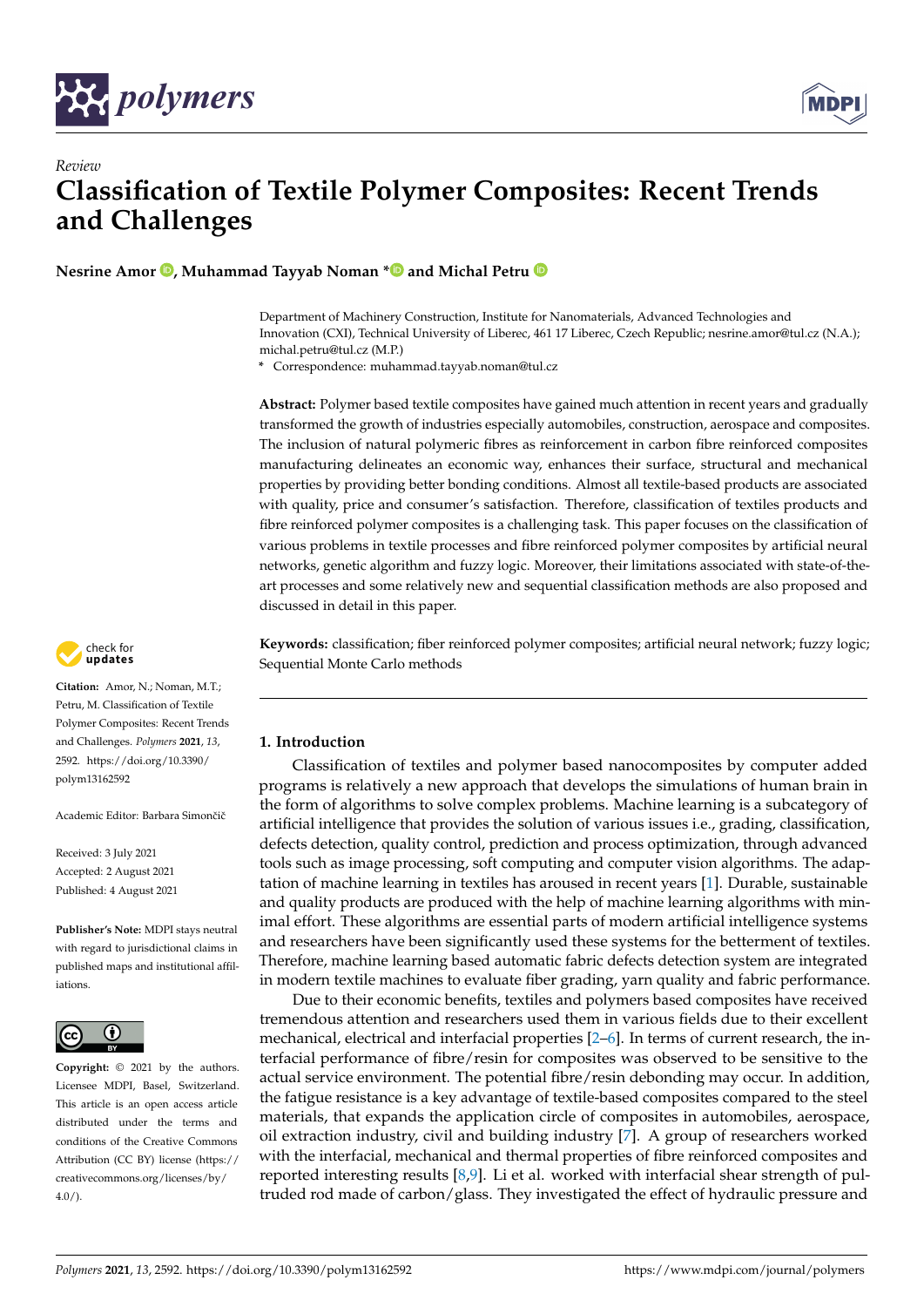*Review*

# Classification of Textile Polymer Composites: Recent Trends and Challenges

**Nesrine Amor, Muhammad Tayyab Noman * and Michal Petru**

Department of Machinery Construction, Institute for Nanomaterials, Advanced Technologies and Innovation (CXI), Technical University of Liberec, 461 17 Liberec, Czech Republic; nesrine.amor@tul.cz (N.A.); michal.petru@tul.cz (M.P.)

\* Correspondence: muhammad.tayyab.noman@tul.cz

**Abstract:** Polymer based textile composites have gained much attention in recent years and gradually transformed the growth of industries especially automobiles, construction, aerospace and composites. The inclusion of natural polymeric fibres as reinforcement in carbon fibre reinforced composites manufacturing delineates an economic way, enhances their surface, structural and mechanical properties by providing better bonding conditions. Almost all textile-based products are associated with quality, price and consumer's satisfaction. Therefore, classification of textiles products and fibre reinforced polymer composites is a challenging task. This paper focuses on the classification of various problems in textile processes and fibre reinforced polymer composites by artificial neural networks, genetic algorithm and fuzzy logic. Moreover, their limitations associated with state-of-the-art processes and some relatively new and sequential classification methods are also proposed and discussed in detail in this paper.

**Keywords:** classification; fiber reinforced polymer composites; artificial neural network; fuzzy logic; Sequential Monte Carlo methods

**Citation:** Amor, N.; Noman, M.T.; Petru, M. Classification of Textile Polymer Composites: Recent Trends and Challenges. *Polymers* **2021**, *13*, 2592. https://doi.org/10.3390/polym13162592

Academic Editor: Barbara Simončič

Received: 3 July 2021
Accepted: 2 August 2021
Published: 4 August 2021

**Publisher's Note:** MDPI stays neutral with regard to jurisdictional claims in published maps and institutional affiliations.

**Copyright:** © 2021 by the authors. Licensee MDPI, Basel, Switzerland. This article is an open access article distributed under the terms and conditions of the Creative Commons Attribution (CC BY) license (https://creativecommons.org/licenses/by/4.0/).

## 1. Introduction

Classification of textiles and polymer based nanocomposites by computer added programs is relatively a new approach that develops the simulations of human brain in the form of algorithms to solve complex problems. Machine learning is a subcategory of artificial intelligence that provides the solution of various issues i.e., grading, classification, defects detection, quality control, prediction and process optimization, through advanced tools such as image processing, soft computing and computer vision algorithms. The adaptation of machine learning in textiles has aroused in recent years [1]. Durable, sustainable and quality products are produced with the help of machine learning algorithms with minimal effort. These algorithms are essential parts of modern artificial intelligence systems and researchers have been significantly used these systems for the betterment of textiles. Therefore, machine learning based automatic fabric defects detection system are integrated in modern textile machines to evaluate fiber grading, yarn quality and fabric performance.

Due to their economic benefits, textiles and polymers based composites have received tremendous attention and researchers used them in various fields due to their excellent mechanical, electrical and interfacial properties [2–6]. In terms of current research, the interfacial performance of fibre/resin for composites was observed to be sensitive to the actual service environment. The potential fibre/resin debonding may occur. In addition, the fatigue resistance is a key advantage of textile-based composites compared to the steel materials, that expands the application circle of composites in automobiles, aerospace, oil extraction industry, civil and building industry [7]. A group of researchers worked with the interfacial, mechanical and thermal properties of fibre reinforced composites and reported interesting results [8,9]. Li et al. worked with interfacial shear strength of pultruded rod made of carbon/glass. They investigated the effect of hydraulic pressure and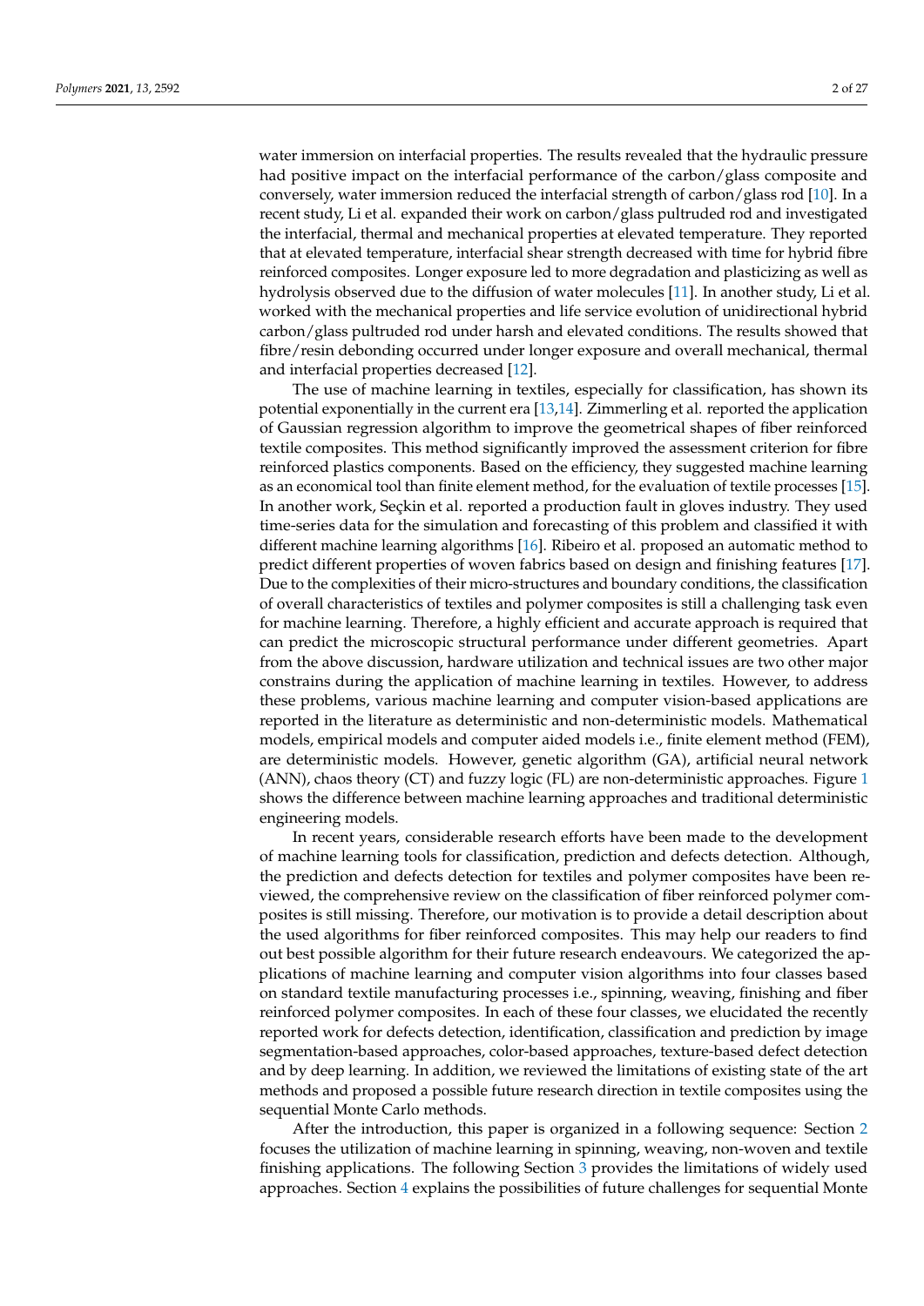water immersion on interfacial properties. The results revealed that the hydraulic pressure had positive impact on the interfacial performance of the carbon/glass composite and conversely, water immersion reduced the interfacial strength of carbon/glass rod [10]. In a recent study, Li et al. expanded their work on carbon/glass pultruded rod and investigated the interfacial, thermal and mechanical properties at elevated temperature. They reported that at elevated temperature, interfacial shear strength decreased with time for hybrid fibre reinforced composites. Longer exposure led to more degradation and plasticizing as well as hydrolysis observed due to the diffusion of water molecules [11]. In another study, Li et al. worked with the mechanical properties and life service evolution of unidirectional hybrid carbon/glass pultruded rod under harsh and elevated conditions. The results showed that fibre/resin debonding occurred under longer exposure and overall mechanical, thermal and interfacial properties decreased [12].

The use of machine learning in textiles, especially for classification, has shown its potential exponentially in the current era [13,14]. Zimmerling et al. reported the application of Gaussian regression algorithm to improve the geometrical shapes of fiber reinforced textile composites. This method significantly improved the assessment criterion for fibre reinforced plastics components. Based on the efficiency, they suggested machine learning as an economical tool than finite element method, for the evaluation of textile processes [15]. In another work, Seçkin et al. reported a production fault in gloves industry. They used time-series data for the simulation and forecasting of this problem and classified it with different machine learning algorithms [16]. Ribeiro et al. proposed an automatic method to predict different properties of woven fabrics based on design and finishing features [17]. Due to the complexities of their micro-structures and boundary conditions, the classification of overall characteristics of textiles and polymer composites is still a challenging task even for machine learning. Therefore, a highly efficient and accurate approach is required that can predict the microscopic structural performance under different geometries. Apart from the above discussion, hardware utilization and technical issues are two other major constrains during the application of machine learning in textiles. However, to address these problems, various machine learning and computer vision-based applications are reported in the literature as deterministic and non-deterministic models. Mathematical models, empirical models and computer aided models i.e., finite element method (FEM), are deterministic models. However, genetic algorithm (GA), artificial neural network (ANN), chaos theory (CT) and fuzzy logic (FL) are non-deterministic approaches. Figure 1 shows the difference between machine learning approaches and traditional deterministic engineering models.

In recent years, considerable research efforts have been made to the development of machine learning tools for classification, prediction and defects detection. Although, the prediction and defects detection for textiles and polymer composites have been reviewed, the comprehensive review on the classification of fiber reinforced polymer composites is still missing. Therefore, our motivation is to provide a detail description about the used algorithms for fiber reinforced composites. This may help our readers to find out best possible algorithm for their future research endeavours. We categorized the applications of machine learning and computer vision algorithms into four classes based on standard textile manufacturing processes i.e., spinning, weaving, finishing and fiber reinforced polymer composites. In each of these four classes, we elucidated the recently reported work for defects detection, identification, classification and prediction by image segmentation-based approaches, color-based approaches, texture-based defect detection and by deep learning. In addition, we reviewed the limitations of existing state of the art methods and proposed a possible future research direction in textile composites using the sequential Monte Carlo methods.

After the introduction, this paper is organized in a following sequence: Section 2 focuses the utilization of machine learning in spinning, weaving, non-woven and textile finishing applications. The following Section 3 provides the limitations of widely used approaches. Section 4 explains the possibilities of future challenges for sequential Monte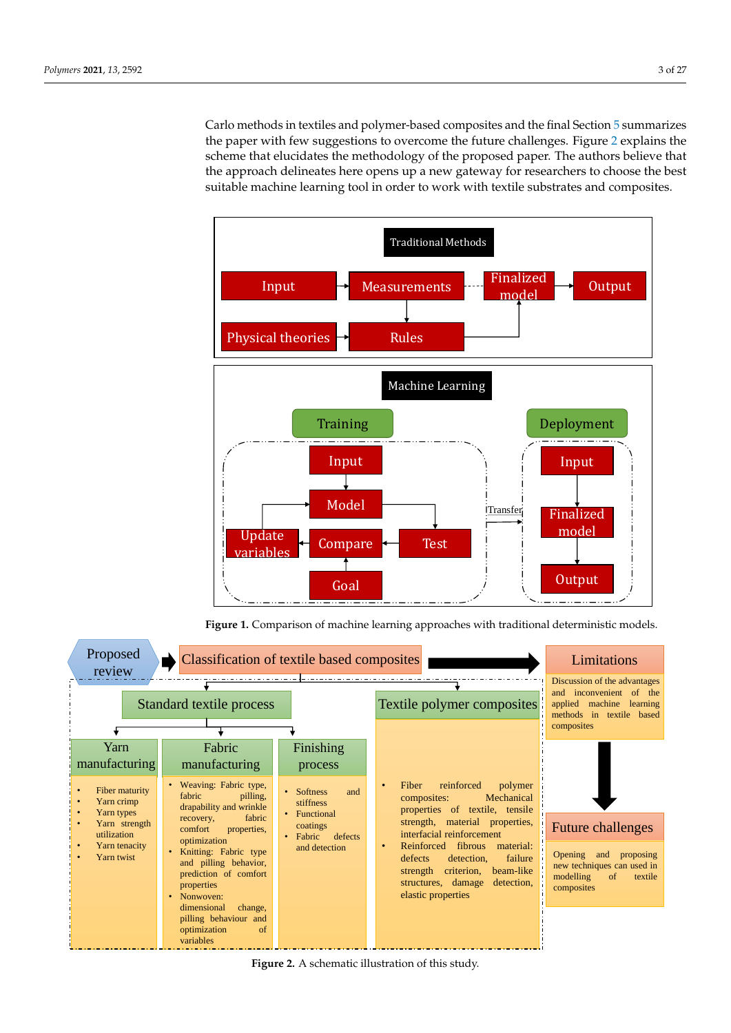Carlo methods in textiles and polymer-based composites and the final Section 5 summarizes the paper with few suggestions to overcome the future challenges. Figure 2 explains the scheme that elucidates the methodology of the proposed paper. The authors believe that the approach delineates here opens up a new gateway for researchers to choose the best suitable machine learning tool in order to work with textile substrates and composites.

**Figure 1.** Comparison of machine learning approaches with traditional deterministic models.

**Figure 2.** A schematic illustration of this study.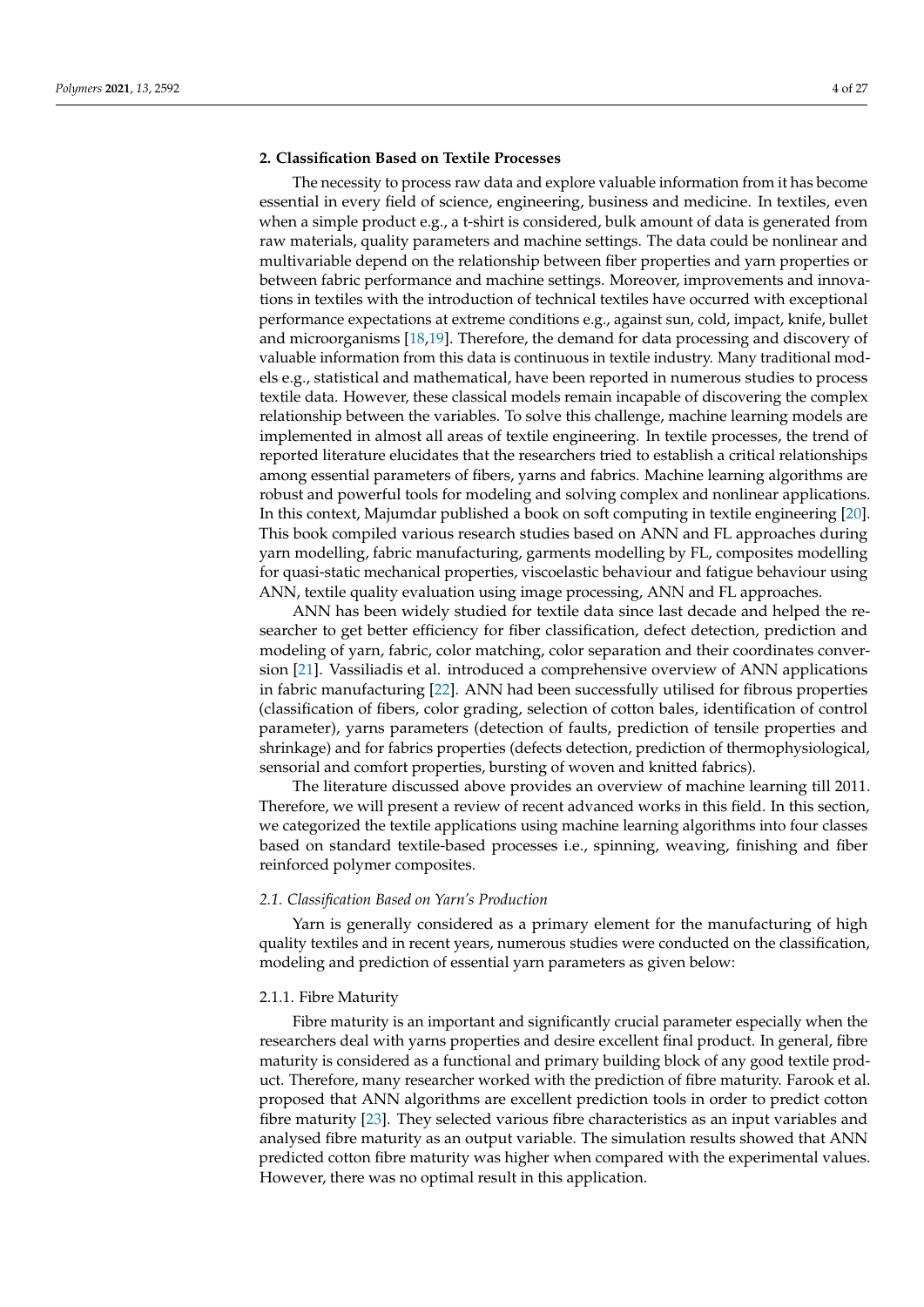## 2. Classification Based on Textile Processes

The necessity to process raw data and explore valuable information from it has become essential in every field of science, engineering, business and medicine. In textiles, even when a simple product e.g., a t-shirt is considered, bulk amount of data is generated from raw materials, quality parameters and machine settings. The data could be nonlinear and multivariable depend on the relationship between fiber properties and yarn properties or between fabric performance and machine settings. Moreover, improvements and innovations in textiles with the introduction of technical textiles have occurred with exceptional performance expectations at extreme conditions e.g., against sun, cold, impact, knife, bullet and microorganisms [18,19]. Therefore, the demand for data processing and discovery of valuable information from this data is continuous in textile industry. Many traditional models e.g., statistical and mathematical, have been reported in numerous studies to process textile data. However, these classical models remain incapable of discovering the complex relationship between the variables. To solve this challenge, machine learning models are implemented in almost all areas of textile engineering. In textile processes, the trend of reported literature elucidates that the researchers tried to establish a critical relationships among essential parameters of fibers, yarns and fabrics. Machine learning algorithms are robust and powerful tools for modeling and solving complex and nonlinear applications. In this context, Majumdar published a book on soft computing in textile engineering [20]. This book compiled various research studies based on ANN and FL approaches during yarn modelling, fabric manufacturing, garments modelling by FL, composites modelling for quasi-static mechanical properties, viscoelastic behaviour and fatigue behaviour using ANN, textile quality evaluation using image processing, ANN and FL approaches.

ANN has been widely studied for textile data since last decade and helped the researcher to get better efficiency for fiber classification, defect detection, prediction and modeling of yarn, fabric, color matching, color separation and their coordinates conversion [21]. Vassiliadis et al. introduced a comprehensive overview of ANN applications in fabric manufacturing [22]. ANN had been successfully utilised for fibrous properties (classification of fibers, color grading, selection of cotton bales, identification of control parameter), yarns parameters (detection of faults, prediction of tensile properties and shrinkage) and for fabrics properties (defects detection, prediction of thermophysiological, sensorial and comfort properties, bursting of woven and knitted fabrics).

The literature discussed above provides an overview of machine learning till 2011. Therefore, we will present a review of recent advanced works in this field. In this section, we categorized the textile applications using machine learning algorithms into four classes based on standard textile-based processes i.e., spinning, weaving, finishing and fiber reinforced polymer composites.

### *2.1. Classification Based on Yarn's Production*

Yarn is generally considered as a primary element for the manufacturing of high quality textiles and in recent years, numerous studies were conducted on the classification, modeling and prediction of essential yarn parameters as given below:

#### 2.1.1. Fibre Maturity

Fibre maturity is an important and significantly crucial parameter especially when the researchers deal with yarns properties and desire excellent final product. In general, fibre maturity is considered as a functional and primary building block of any good textile product. Therefore, many researcher worked with the prediction of fibre maturity. Farook et al. proposed that ANN algorithms are excellent prediction tools in order to predict cotton fibre maturity [23]. They selected various fibre characteristics as an input variables and analysed fibre maturity as an output variable. The simulation results showed that ANN predicted cotton fibre maturity was higher when compared with the experimental values. However, there was no optimal result in this application.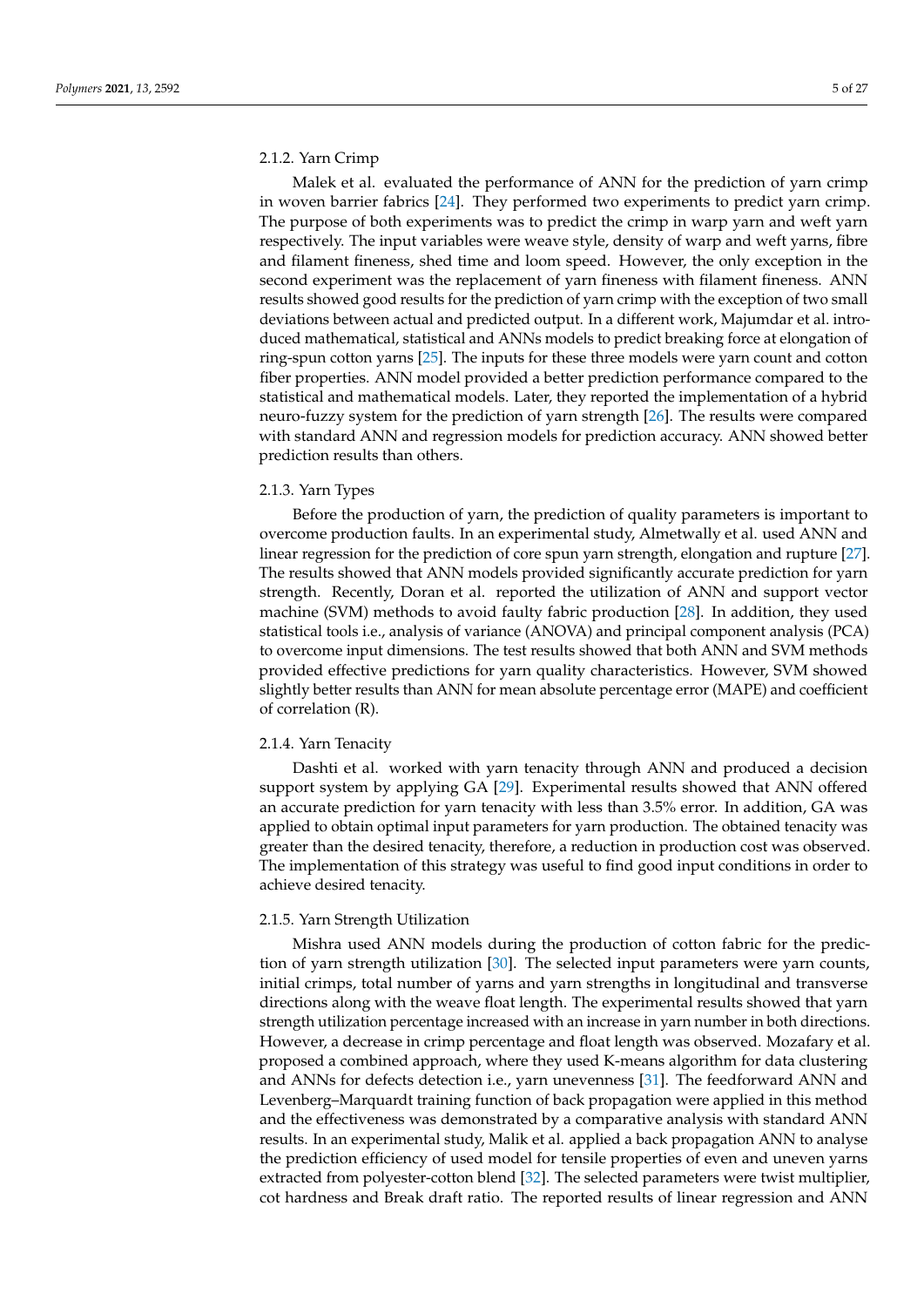#### 2.1.2. Yarn Crimp

Malek et al. evaluated the performance of ANN for the prediction of yarn crimp in woven barrier fabrics [24]. They performed two experiments to predict yarn crimp. The purpose of both experiments was to predict the crimp in warp yarn and weft yarn respectively. The input variables were weave style, density of warp and weft yarns, fibre and filament fineness, shed time and loom speed. However, the only exception in the second experiment was the replacement of yarn fineness with filament fineness. ANN results showed good results for the prediction of yarn crimp with the exception of two small deviations between actual and predicted output. In a different work, Majumdar et al. introduced mathematical, statistical and ANNs models to predict breaking force at elongation of ring-spun cotton yarns [25]. The inputs for these three models were yarn count and cotton fiber properties. ANN model provided a better prediction performance compared to the statistical and mathematical models. Later, they reported the implementation of a hybrid neuro-fuzzy system for the prediction of yarn strength [26]. The results were compared with standard ANN and regression models for prediction accuracy. ANN showed better prediction results than others.

#### 2.1.3. Yarn Types

Before the production of yarn, the prediction of quality parameters is important to overcome production faults. In an experimental study, Almetwally et al. used ANN and linear regression for the prediction of core spun yarn strength, elongation and rupture [27]. The results showed that ANN models provided significantly accurate prediction for yarn strength. Recently, Doran et al. reported the utilization of ANN and support vector machine (SVM) methods to avoid faulty fabric production [28]. In addition, they used statistical tools i.e., analysis of variance (ANOVA) and principal component analysis (PCA) to overcome input dimensions. The test results showed that both ANN and SVM methods provided effective predictions for yarn quality characteristics. However, SVM showed slightly better results than ANN for mean absolute percentage error (MAPE) and coefficient of correlation (R).

#### 2.1.4. Yarn Tenacity

Dashti et al. worked with yarn tenacity through ANN and produced a decision support system by applying GA [29]. Experimental results showed that ANN offered an accurate prediction for yarn tenacity with less than 3.5% error. In addition, GA was applied to obtain optimal input parameters for yarn production. The obtained tenacity was greater than the desired tenacity, therefore, a reduction in production cost was observed. The implementation of this strategy was useful to find good input conditions in order to achieve desired tenacity.

#### 2.1.5. Yarn Strength Utilization

Mishra used ANN models during the production of cotton fabric for the prediction of yarn strength utilization [30]. The selected input parameters were yarn counts, initial crimps, total number of yarns and yarn strengths in longitudinal and transverse directions along with the weave float length. The experimental results showed that yarn strength utilization percentage increased with an increase in yarn number in both directions. However, a decrease in crimp percentage and float length was observed. Mozafary et al. proposed a combined approach, where they used K-means algorithm for data clustering and ANNs for defects detection i.e., yarn unevenness [31]. The feedforward ANN and Levenberg–Marquardt training function of back propagation were applied in this method and the effectiveness was demonstrated by a comparative analysis with standard ANN results. In an experimental study, Malik et al. applied a back propagation ANN to analyse the prediction efficiency of used model for tensile properties of even and uneven yarns extracted from polyester-cotton blend [32]. The selected parameters were twist multiplier, cot hardness and Break draft ratio. The reported results of linear regression and ANN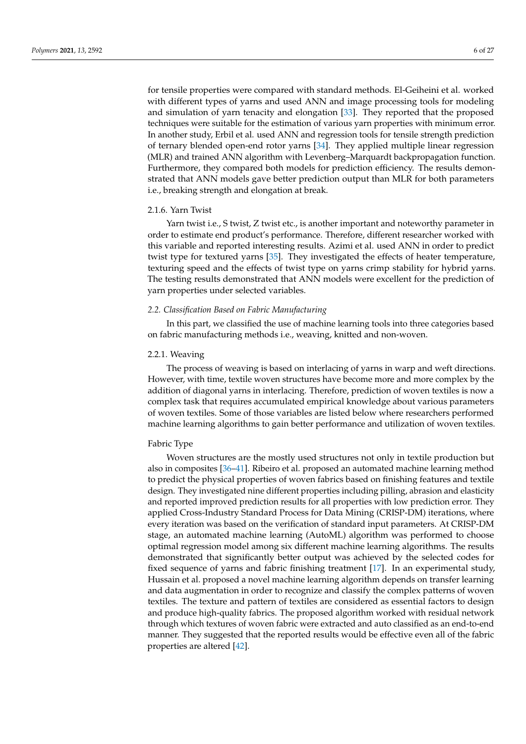for tensile properties were compared with standard methods. El-Geiheini et al. worked with different types of yarns and used ANN and image processing tools for modeling and simulation of yarn tenacity and elongation [33]. They reported that the proposed techniques were suitable for the estimation of various yarn properties with minimum error. In another study, Erbil et al. used ANN and regression tools for tensile strength prediction of ternary blended open-end rotor yarns [34]. They applied multiple linear regression (MLR) and trained ANN algorithm with Levenberg–Marquardt backpropagation function. Furthermore, they compared both models for prediction efficiency. The results demonstrated that ANN models gave better prediction output than MLR for both parameters i.e., breaking strength and elongation at break.

#### 2.1.6. Yarn Twist

Yarn twist i.e., S twist, Z twist etc., is another important and noteworthy parameter in order to estimate end product's performance. Therefore, different researcher worked with this variable and reported interesting results. Azimi et al. used ANN in order to predict twist type for textured yarns [35]. They investigated the effects of heater temperature, texturing speed and the effects of twist type on yarns crimp stability for hybrid yarns. The testing results demonstrated that ANN models were excellent for the prediction of yarn properties under selected variables.

### *2.2. Classification Based on Fabric Manufacturing*

In this part, we classified the use of machine learning tools into three categories based on fabric manufacturing methods i.e., weaving, knitted and non-woven.

#### 2.2.1. Weaving

The process of weaving is based on interlacing of yarns in warp and weft directions. However, with time, textile woven structures have become more and more complex by the addition of diagonal yarns in interlacing. Therefore, prediction of woven textiles is now a complex task that requires accumulated empirical knowledge about various parameters of woven textiles. Some of those variables are listed below where researchers performed machine learning algorithms to gain better performance and utilization of woven textiles.

##### Fabric Type

Woven structures are the mostly used structures not only in textile production but also in composites [36–41]. Ribeiro et al. proposed an automated machine learning method to predict the physical properties of woven fabrics based on finishing features and textile design. They investigated nine different properties including pilling, abrasion and elasticity and reported improved prediction results for all properties with low prediction error. They applied Cross-Industry Standard Process for Data Mining (CRISP-DM) iterations, where every iteration was based on the verification of standard input parameters. At CRISP-DM stage, an automated machine learning (AutoML) algorithm was performed to choose optimal regression model among six different machine learning algorithms. The results demonstrated that significantly better output was achieved by the selected codes for fixed sequence of yarns and fabric finishing treatment [17]. In an experimental study, Hussain et al. proposed a novel machine learning algorithm depends on transfer learning and data augmentation in order to recognize and classify the complex patterns of woven textiles. The texture and pattern of textiles are considered as essential factors to design and produce high-quality fabrics. The proposed algorithm worked with residual network through which textures of woven fabric were extracted and auto classified as an end-to-end manner. They suggested that the reported results would be effective even all of the fabric properties are altered [42].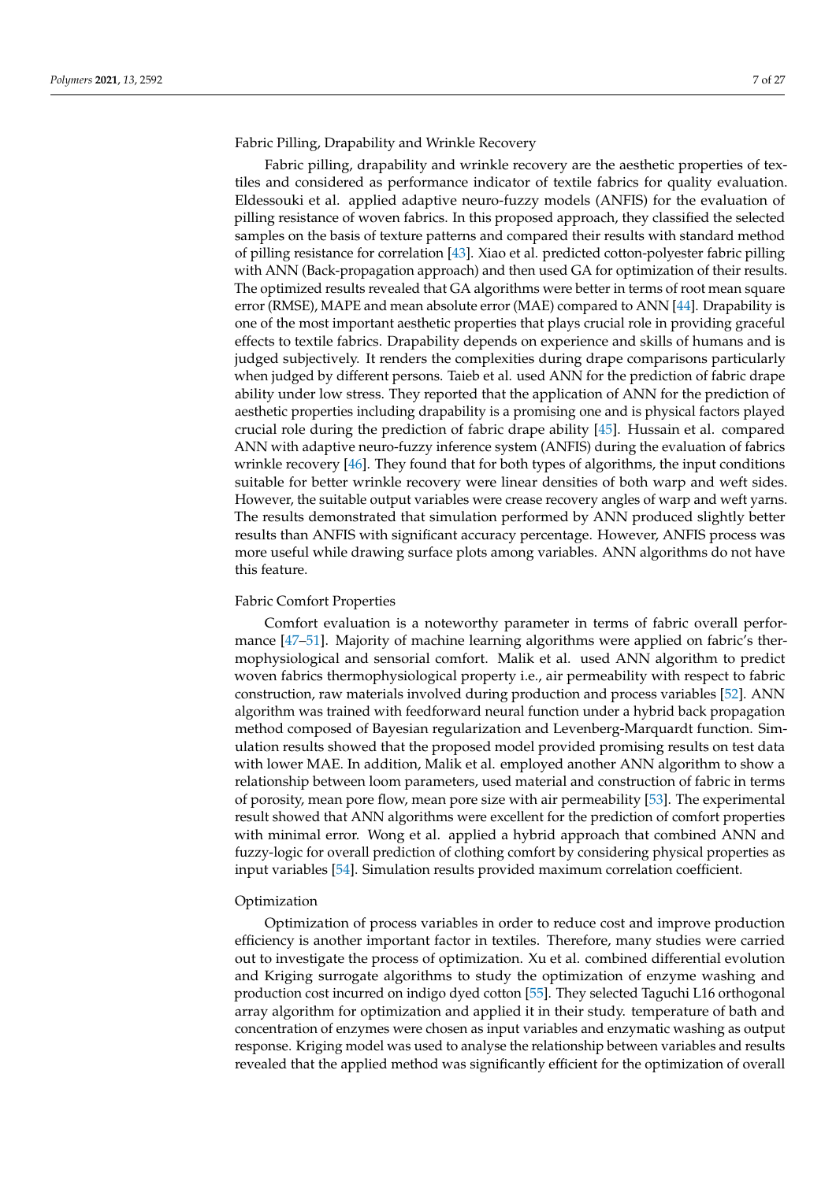#### Fabric Pilling, Drapability and Wrinkle Recovery

Fabric pilling, drapability and wrinkle recovery are the aesthetic properties of textiles and considered as performance indicator of textile fabrics for quality evaluation. Eldessouki et al. applied adaptive neuro-fuzzy models (ANFIS) for the evaluation of pilling resistance of woven fabrics. In this proposed approach, they classified the selected samples on the basis of texture patterns and compared their results with standard method of pilling resistance for correlation [43]. Xiao et al. predicted cotton-polyester fabric pilling with ANN (Back-propagation approach) and then used GA for optimization of their results. The optimized results revealed that GA algorithms were better in terms of root mean square error (RMSE), MAPE and mean absolute error (MAE) compared to ANN [44]. Drapability is one of the most important aesthetic properties that plays crucial role in providing graceful effects to textile fabrics. Drapability depends on experience and skills of humans and is judged subjectively. It renders the complexities during drape comparisons particularly when judged by different persons. Taieb et al. used ANN for the prediction of fabric drape ability under low stress. They reported that the application of ANN for the prediction of aesthetic properties including drapability is a promising one and is physical factors played crucial role during the prediction of fabric drape ability [45]. Hussain et al. compared ANN with adaptive neuro-fuzzy inference system (ANFIS) during the evaluation of fabrics wrinkle recovery [46]. They found that for both types of algorithms, the input conditions suitable for better wrinkle recovery were linear densities of both warp and weft sides. However, the suitable output variables were crease recovery angles of warp and weft yarns. The results demonstrated that simulation performed by ANN produced slightly better results than ANFIS with significant accuracy percentage. However, ANFIS process was more useful while drawing surface plots among variables. ANN algorithms do not have this feature.

#### Fabric Comfort Properties

Comfort evaluation is a noteworthy parameter in terms of fabric overall performance [47–51]. Majority of machine learning algorithms were applied on fabric's thermophysiological and sensorial comfort. Malik et al. used ANN algorithm to predict woven fabrics thermophysiological property i.e., air permeability with respect to fabric construction, raw materials involved during production and process variables [52]. ANN algorithm was trained with feedforward neural function under a hybrid back propagation method composed of Bayesian regularization and Levenberg-Marquardt function. Simulation results showed that the proposed model provided promising results on test data with lower MAE. In addition, Malik et al. employed another ANN algorithm to show a relationship between loom parameters, used material and construction of fabric in terms of porosity, mean pore flow, mean pore size with air permeability [53]. The experimental result showed that ANN algorithms were excellent for the prediction of comfort properties with minimal error. Wong et al. applied a hybrid approach that combined ANN and fuzzy-logic for overall prediction of clothing comfort by considering physical properties as input variables [54]. Simulation results provided maximum correlation coefficient.

#### Optimization

Optimization of process variables in order to reduce cost and improve production efficiency is another important factor in textiles. Therefore, many studies were carried out to investigate the process of optimization. Xu et al. combined differential evolution and Kriging surrogate algorithms to study the optimization of enzyme washing and production cost incurred on indigo dyed cotton [55]. They selected Taguchi L16 orthogonal array algorithm for optimization and applied it in their study. temperature of bath and concentration of enzymes were chosen as input variables and enzymatic washing as output response. Kriging model was used to analyse the relationship between variables and results revealed that the applied method was significantly efficient for the optimization of overall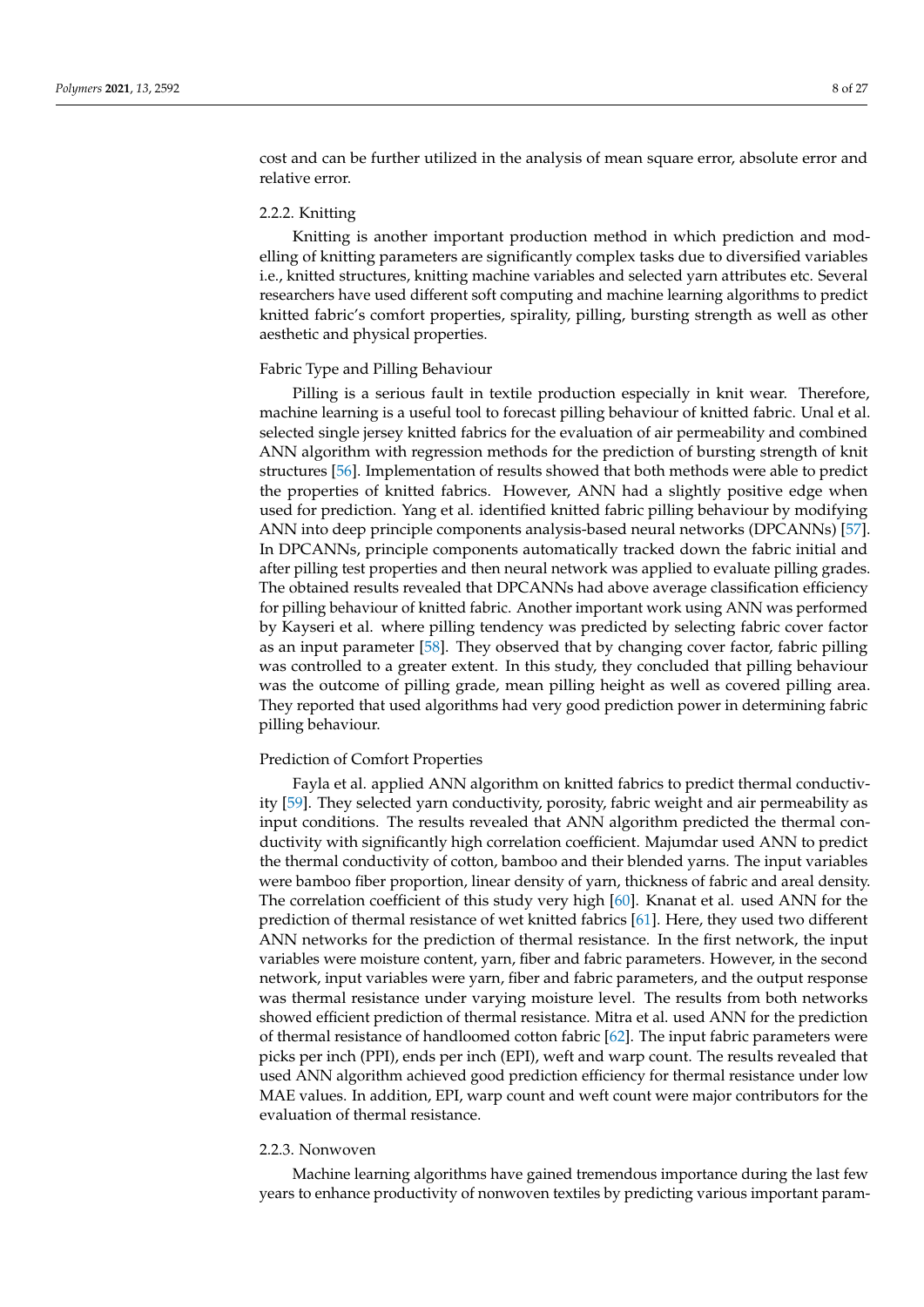cost and can be further utilized in the analysis of mean square error, absolute error and relative error.

### 2.2.2. Knitting

Knitting is another important production method in which prediction and modelling of knitting parameters are significantly complex tasks due to diversified variables i.e., knitted structures, knitting machine variables and selected yarn attributes etc. Several researchers have used different soft computing and machine learning algorithms to predict knitted fabric's comfort properties, spirality, pilling, bursting strength as well as other aesthetic and physical properties.

#### Fabric Type and Pilling Behaviour

Pilling is a serious fault in textile production especially in knit wear. Therefore, machine learning is a useful tool to forecast pilling behaviour of knitted fabric. Unal et al. selected single jersey knitted fabrics for the evaluation of air permeability and combined ANN algorithm with regression methods for the prediction of bursting strength of knit structures [56]. Implementation of results showed that both methods were able to predict the properties of knitted fabrics. However, ANN had a slightly positive edge when used for prediction. Yang et al. identified knitted fabric pilling behaviour by modifying ANN into deep principle components analysis-based neural networks (DPCANNs) [57]. In DPCANNs, principle components automatically tracked down the fabric initial and after pilling test properties and then neural network was applied to evaluate pilling grades. The obtained results revealed that DPCANNs had above average classification efficiency for pilling behaviour of knitted fabric. Another important work using ANN was performed by Kayseri et al. where pilling tendency was predicted by selecting fabric cover factor as an input parameter [58]. They observed that by changing cover factor, fabric pilling was controlled to a greater extent. In this study, they concluded that pilling behaviour was the outcome of pilling grade, mean pilling height as well as covered pilling area. They reported that used algorithms had very good prediction power in determining fabric pilling behaviour.

#### Prediction of Comfort Properties

Fayla et al. applied ANN algorithm on knitted fabrics to predict thermal conductivity [59]. They selected yarn conductivity, porosity, fabric weight and air permeability as input conditions. The results revealed that ANN algorithm predicted the thermal conductivity with significantly high correlation coefficient. Majumdar used ANN to predict the thermal conductivity of cotton, bamboo and their blended yarns. The input variables were bamboo fiber proportion, linear density of yarn, thickness of fabric and areal density. The correlation coefficient of this study very high [60]. Knanat et al. used ANN for the prediction of thermal resistance of wet knitted fabrics [61]. Here, they used two different ANN networks for the prediction of thermal resistance. In the first network, the input variables were moisture content, yarn, fiber and fabric parameters. However, in the second network, input variables were yarn, fiber and fabric parameters, and the output response was thermal resistance under varying moisture level. The results from both networks showed efficient prediction of thermal resistance. Mitra et al. used ANN for the prediction of thermal resistance of handloomed cotton fabric [62]. The input fabric parameters were picks per inch (PPI), ends per inch (EPI), weft and warp count. The results revealed that used ANN algorithm achieved good prediction efficiency for thermal resistance under low MAE values. In addition, EPI, warp count and weft count were major contributors for the evaluation of thermal resistance.

### 2.2.3. Nonwoven

Machine learning algorithms have gained tremendous importance during the last few years to enhance productivity of nonwoven textiles by predicting various important param-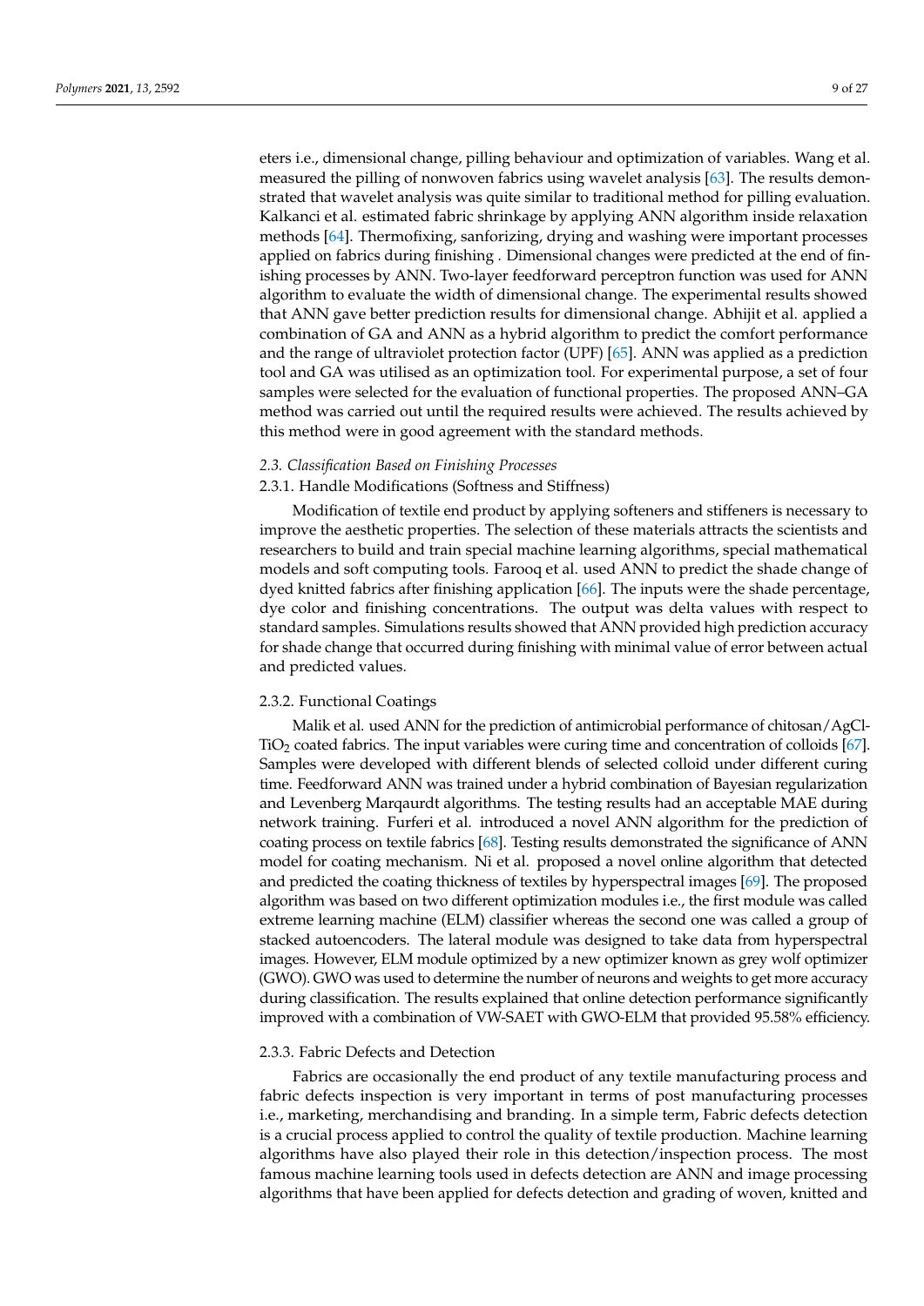eters i.e., dimensional change, pilling behaviour and optimization of variables. Wang et al. measured the pilling of nonwoven fabrics using wavelet analysis [63]. The results demonstrated that wavelet analysis was quite similar to traditional method for pilling evaluation. Kalkanci et al. estimated fabric shrinkage by applying ANN algorithm inside relaxation methods [64]. Thermofixing, sanforizing, drying and washing were important processes applied on fabrics during finishing . Dimensional changes were predicted at the end of finishing processes by ANN. Two-layer feedforward perceptron function was used for ANN algorithm to evaluate the width of dimensional change. The experimental results showed that ANN gave better prediction results for dimensional change. Abhijit et al. applied a combination of GA and ANN as a hybrid algorithm to predict the comfort performance and the range of ultraviolet protection factor (UPF) [65]. ANN was applied as a prediction tool and GA was utilised as an optimization tool. For experimental purpose, a set of four samples were selected for the evaluation of functional properties. The proposed ANN–GA method was carried out until the required results were achieved. The results achieved by this method were in good agreement with the standard methods.

### *2.3. Classification Based on Finishing Processes*

#### 2.3.1. Handle Modifications (Softness and Stiffness)

Modification of textile end product by applying softeners and stiffeners is necessary to improve the aesthetic properties. The selection of these materials attracts the scientists and researchers to build and train special machine learning algorithms, special mathematical models and soft computing tools. Farooq et al. used ANN to predict the shade change of dyed knitted fabrics after finishing application [66]. The inputs were the shade percentage, dye color and finishing concentrations. The output was delta values with respect to standard samples. Simulations results showed that ANN provided high prediction accuracy for shade change that occurred during finishing with minimal value of error between actual and predicted values.

#### 2.3.2. Functional Coatings

Malik et al. used ANN for the prediction of antimicrobial performance of chitosan/AgCl-$TiO_2$ coated fabrics. The input variables were curing time and concentration of colloids [67]. Samples were developed with different blends of selected colloid under different curing time. Feedforward ANN was trained under a hybrid combination of Bayesian regularization and Levenberg Marqaurdt algorithms. The testing results had an acceptable MAE during network training. Furferi et al. introduced a novel ANN algorithm for the prediction of coating process on textile fabrics [68]. Testing results demonstrated the significance of ANN model for coating mechanism. Ni et al. proposed a novel online algorithm that detected and predicted the coating thickness of textiles by hyperspectral images [69]. The proposed algorithm was based on two different optimization modules i.e., the first module was called extreme learning machine (ELM) classifier whereas the second one was called a group of stacked autoencoders. The lateral module was designed to take data from hyperspectral images. However, ELM module optimized by a new optimizer known as grey wolf optimizer (GWO). GWO was used to determine the number of neurons and weights to get more accuracy during classification. The results explained that online detection performance significantly improved with a combination of VW-SAET with GWO-ELM that provided 95.58% efficiency.

#### 2.3.3. Fabric Defects and Detection

Fabrics are occasionally the end product of any textile manufacturing process and fabric defects inspection is very important in terms of post manufacturing processes i.e., marketing, merchandising and branding. In a simple term, Fabric defects detection is a crucial process applied to control the quality of textile production. Machine learning algorithms have also played their role in this detection/inspection process. The most famous machine learning tools used in defects detection are ANN and image processing algorithms that have been applied for defects detection and grading of woven, knitted and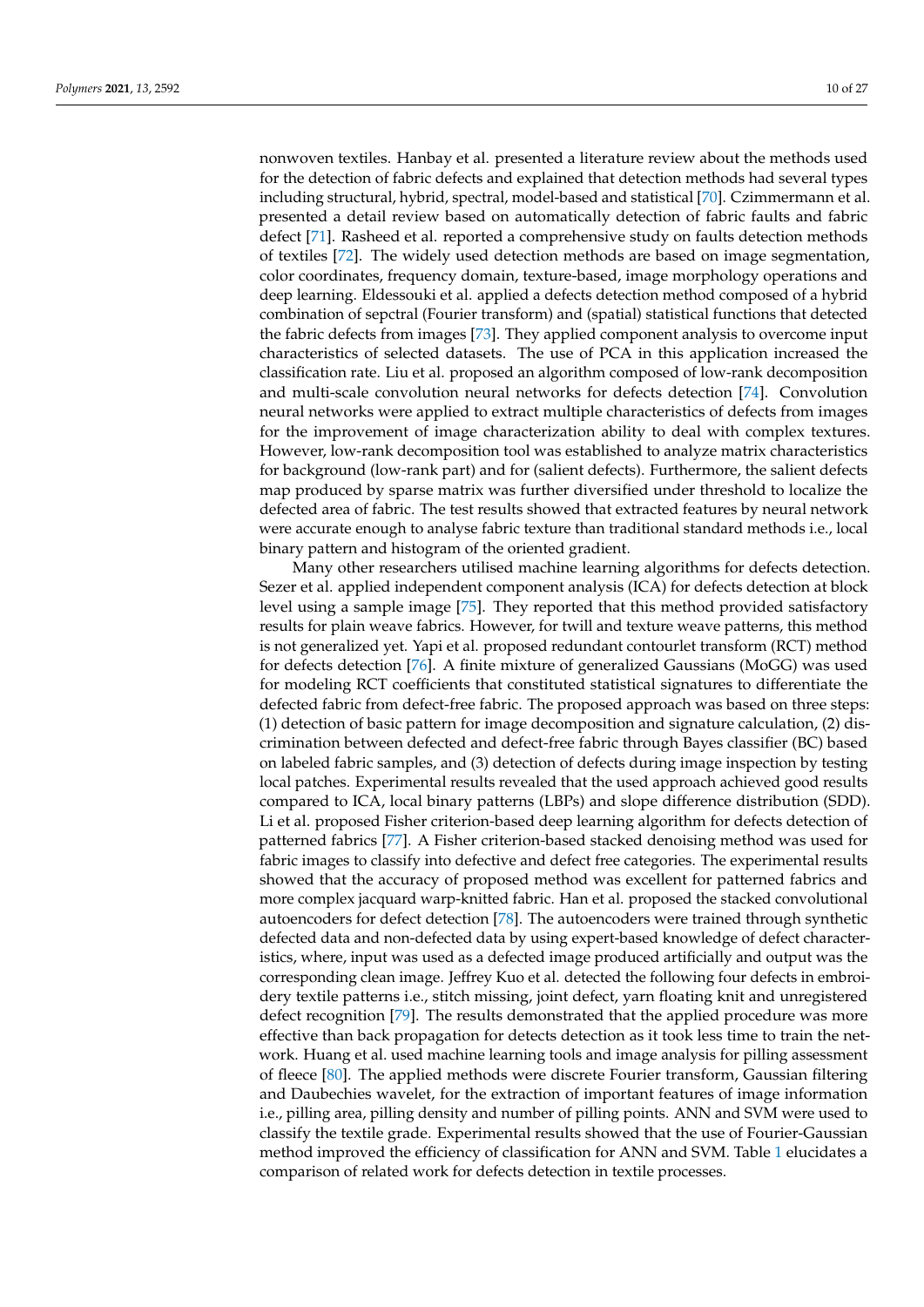nonwoven textiles. Hanbay et al. presented a literature review about the methods used for the detection of fabric defects and explained that detection methods had several types including structural, hybrid, spectral, model-based and statistical [70]. Czimmermann et al. presented a detail review based on automatically detection of fabric faults and fabric defect [71]. Rasheed et al. reported a comprehensive study on faults detection methods of textiles [72]. The widely used detection methods are based on image segmentation, color coordinates, frequency domain, texture-based, image morphology operations and deep learning. Eldessouki et al. applied a defects detection method composed of a hybrid combination of sepctral (Fourier transform) and (spatial) statistical functions that detected the fabric defects from images [73]. They applied component analysis to overcome input characteristics of selected datasets. The use of PCA in this application increased the classification rate. Liu et al. proposed an algorithm composed of low-rank decomposition and multi-scale convolution neural networks for defects detection [74]. Convolution neural networks were applied to extract multiple characteristics of defects from images for the improvement of image characterization ability to deal with complex textures. However, low-rank decomposition tool was established to analyze matrix characteristics for background (low-rank part) and for (salient defects). Furthermore, the salient defects map produced by sparse matrix was further diversified under threshold to localize the defected area of fabric. The test results showed that extracted features by neural network were accurate enough to analyse fabric texture than traditional standard methods i.e., local binary pattern and histogram of the oriented gradient.

Many other researchers utilised machine learning algorithms for defects detection. Sezer et al. applied independent component analysis (ICA) for defects detection at block level using a sample image [75]. They reported that this method provided satisfactory results for plain weave fabrics. However, for twill and texture weave patterns, this method is not generalized yet. Yapi et al. proposed redundant contourlet transform (RCT) method for defects detection [76]. A finite mixture of generalized Gaussians (MoGG) was used for modeling RCT coefficients that constituted statistical signatures to differentiate the defected fabric from defect-free fabric. The proposed approach was based on three steps: (1) detection of basic pattern for image decomposition and signature calculation, (2) discrimination between defected and defect-free fabric through Bayes classifier (BC) based on labeled fabric samples, and (3) detection of defects during image inspection by testing local patches. Experimental results revealed that the used approach achieved good results compared to ICA, local binary patterns (LBPs) and slope difference distribution (SDD). Li et al. proposed Fisher criterion-based deep learning algorithm for defects detection of patterned fabrics [77]. A Fisher criterion-based stacked denoising method was used for fabric images to classify into defective and defect free categories. The experimental results showed that the accuracy of proposed method was excellent for patterned fabrics and more complex jacquard warp-knitted fabric. Han et al. proposed the stacked convolutional autoencoders for defect detection [78]. The autoencoders were trained through synthetic defected data and non-defected data by using expert-based knowledge of defect characteristics, where, input was used as a defected image produced artificially and output was the corresponding clean image. Jeffrey Kuo et al. detected the following four defects in embroidery textile patterns i.e., stitch missing, joint defect, yarn floating knit and unregistered defect recognition [79]. The results demonstrated that the applied procedure was more effective than back propagation for detects detection as it took less time to train the network. Huang et al. used machine learning tools and image analysis for pilling assessment of fleece [80]. The applied methods were discrete Fourier transform, Gaussian filtering and Daubechies wavelet, for the extraction of important features of image information i.e., pilling area, pilling density and number of pilling points. ANN and SVM were used to classify the textile grade. Experimental results showed that the use of Fourier-Gaussian method improved the efficiency of classification for ANN and SVM. Table 1 elucidates a comparison of related work for defects detection in textile processes.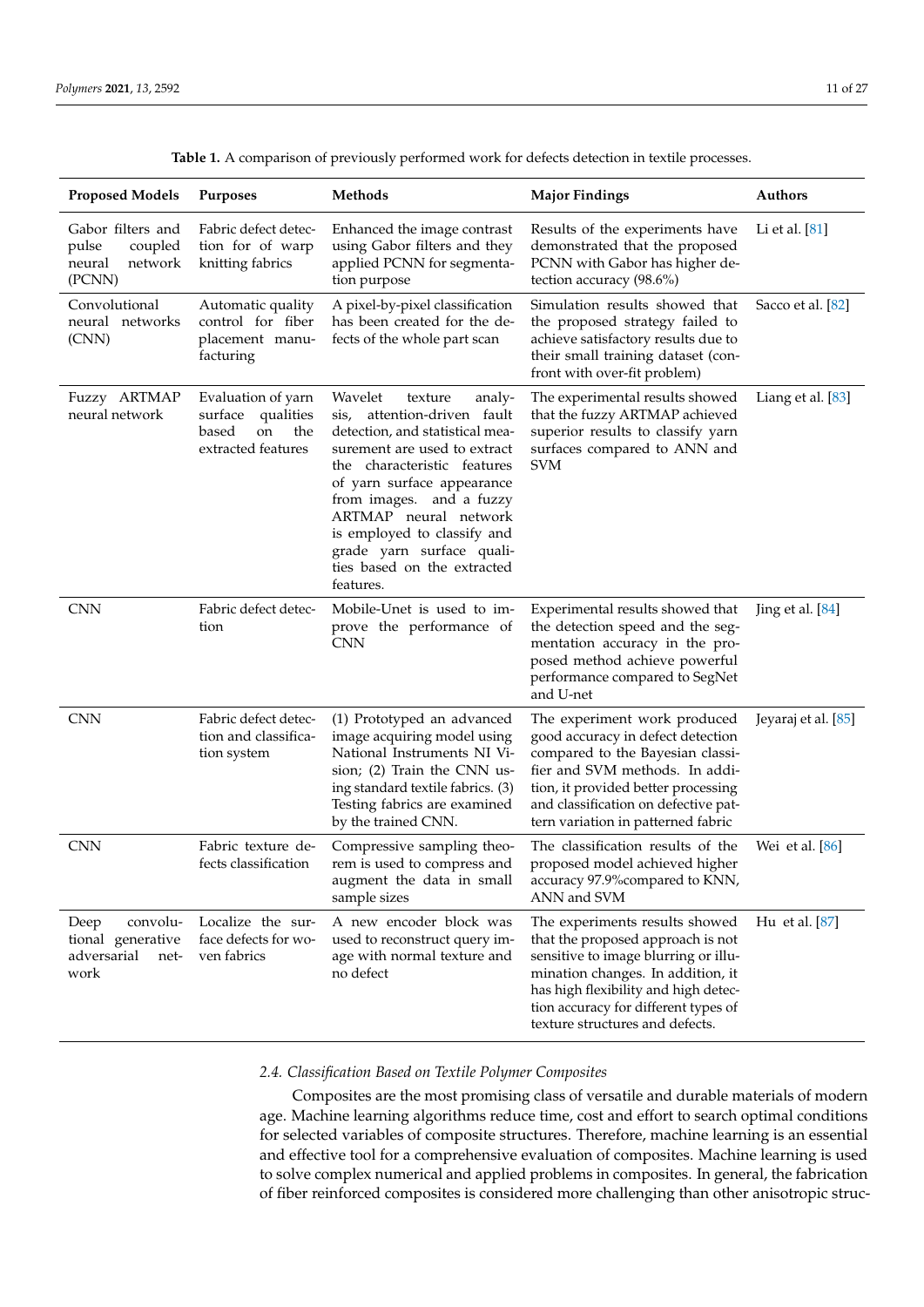**Table 1.** A comparison of previously performed work for defects detection in textile processes.

| Proposed Models | Purposes | Methods | Major Findings | Authors |
|---|---|---|---|---|
| Gabor filters and pulse coupled neural network (PCNN) | Fabric defect detection for of warp knitting fabrics | Enhanced the image contrast using Gabor filters and they applied PCNN for segmentation purpose | Results of the experiments have demonstrated that the proposed PCNN with Gabor has higher detection accuracy (98.6%) | Li et al. [81] |
| Convolutional neural networks (CNN) | Automatic quality control for fiber placement manufacturing | A pixel-by-pixel classification has been created for the defects of the whole part scan | Simulation results showed that the proposed strategy failed to achieve satisfactory results due to their small training dataset (confront with over-fit problem) | Sacco et al. [82] |
| Fuzzy ARTMAP neural network | Evaluation of yarn surface qualities based on the extracted features | Wavelet texture analysis, attention-driven fault detection, and statistical measurement are used to extract the characteristic features of yarn surface appearance from images. and a fuzzy ARTMAP neural network is employed to classify and grade yarn surface qualities based on the extracted features. | The experimental results showed that the fuzzy ARTMAP achieved superior results to classify yarn surfaces compared to ANN and SVM | Liang et al. [83] |
| CNN | Fabric defect detection | Mobile-Unet is used to improve the performance of CNN | Experimental results showed that the detection speed and the segmentation accuracy in the proposed method achieve powerful performance compared to SegNet and U-net | Jing et al. [84] |
| CNN | Fabric defect detection and classification system | (1) Prototyped an advanced image acquiring model using National Instruments NI Vision; (2) Train the CNN using standard textile fabrics. (3) Testing fabrics are examined by the trained CNN. | The experiment work produced good accuracy in defect detection compared to the Bayesian classifier and SVM methods. In addition, it provided better processing and classification on defective pattern variation in patterned fabric | Jeyaraj et al. [85] |
| CNN | Fabric texture defects classification | Compressive sampling theorem is used to compress and augment the data in small sample sizes | The classification results of the proposed model achieved higher accuracy 97.9%compared to KNN, ANN and SVM | Wei et al. [86] |
| Deep convolutional generative adversarial network | Localize the surface defects for woven fabrics | A new encoder block was used to reconstruct query image with normal texture and no defect | The experiments results showed that the proposed approach is not sensitive to image blurring or illumination changes. In addition, it has high flexibility and high detection accuracy for different types of texture structures and defects. | Hu et al. [87] |

### 2.4. Classification Based on Textile Polymer Composites

Composites are the most promising class of versatile and durable materials of modern age. Machine learning algorithms reduce time, cost and effort to search optimal conditions for selected variables of composite structures. Therefore, machine learning is an essential and effective tool for a comprehensive evaluation of composites. Machine learning is used to solve complex numerical and applied problems in composites. In general, the fabrication of fiber reinforced composites is considered more challenging than other anisotropic struc-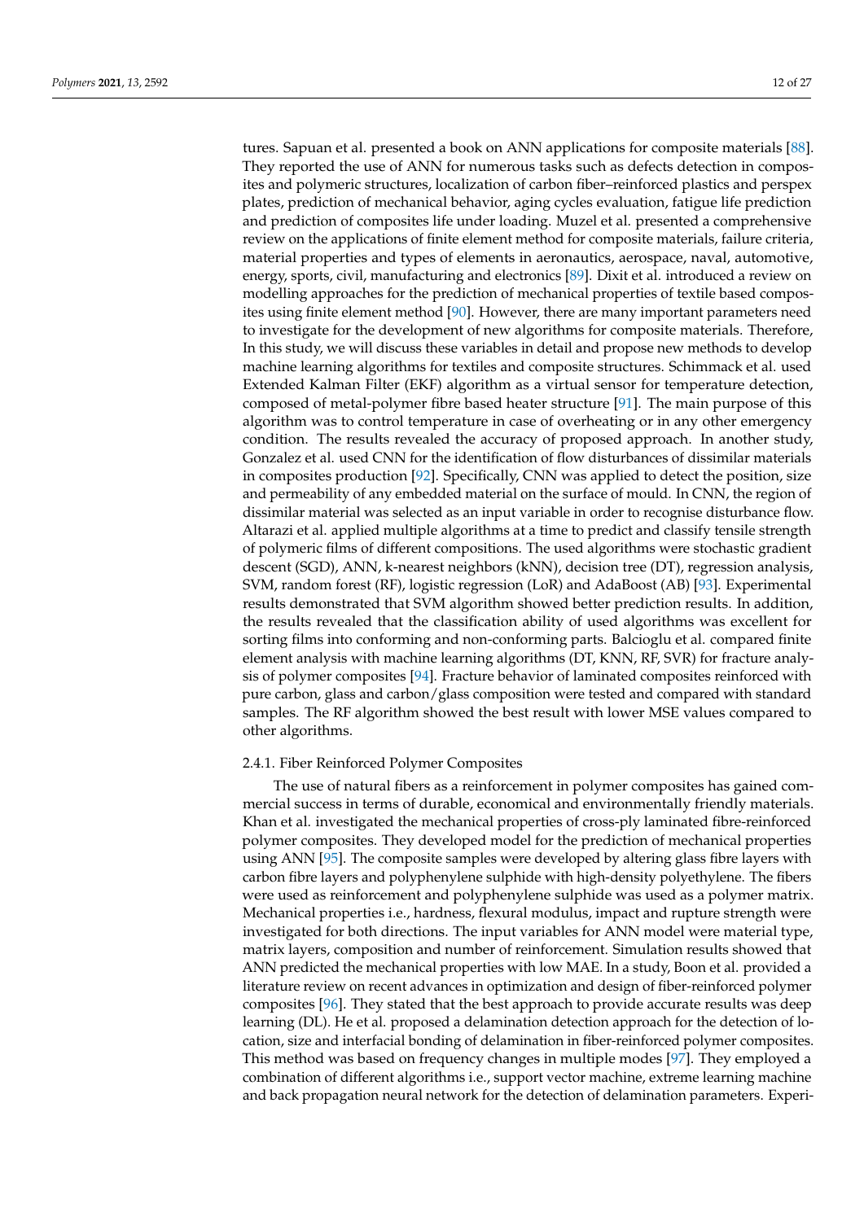tures. Sapuan et al. presented a book on ANN applications for composite materials [88]. They reported the use of ANN for numerous tasks such as defects detection in composites and polymeric structures, localization of carbon fiber–reinforced plastics and perspex plates, prediction of mechanical behavior, aging cycles evaluation, fatigue life prediction and prediction of composites life under loading. Muzel et al. presented a comprehensive review on the applications of finite element method for composite materials, failure criteria, material properties and types of elements in aeronautics, aerospace, naval, automotive, energy, sports, civil, manufacturing and electronics [89]. Dixit et al. introduced a review on modelling approaches for the prediction of mechanical properties of textile based composites using finite element method [90]. However, there are many important parameters need to investigate for the development of new algorithms for composite materials. Therefore, In this study, we will discuss these variables in detail and propose new methods to develop machine learning algorithms for textiles and composite structures. Schimmack et al. used Extended Kalman Filter (EKF) algorithm as a virtual sensor for temperature detection, composed of metal-polymer fibre based heater structure [91]. The main purpose of this algorithm was to control temperature in case of overheating or in any other emergency condition. The results revealed the accuracy of proposed approach. In another study, Gonzalez et al. used CNN for the identification of flow disturbances of dissimilar materials in composites production [92]. Specifically, CNN was applied to detect the position, size and permeability of any embedded material on the surface of mould. In CNN, the region of dissimilar material was selected as an input variable in order to recognise disturbance flow. Altarazi et al. applied multiple algorithms at a time to predict and classify tensile strength of polymeric films of different compositions. The used algorithms were stochastic gradient descent (SGD), ANN, k-nearest neighbors (kNN), decision tree (DT), regression analysis, SVM, random forest (RF), logistic regression (LoR) and AdaBoost (AB) [93]. Experimental results demonstrated that SVM algorithm showed better prediction results. In addition, the results revealed that the classification ability of used algorithms was excellent for sorting films into conforming and non-conforming parts. Balcioglu et al. compared finite element analysis with machine learning algorithms (DT, KNN, RF, SVR) for fracture analysis of polymer composites [94]. Fracture behavior of laminated composites reinforced with pure carbon, glass and carbon/glass composition were tested and compared with standard samples. The RF algorithm showed the best result with lower MSE values compared to other algorithms.

#### 2.4.1. Fiber Reinforced Polymer Composites

The use of natural fibers as a reinforcement in polymer composites has gained commercial success in terms of durable, economical and environmentally friendly materials. Khan et al. investigated the mechanical properties of cross-ply laminated fibre-reinforced polymer composites. They developed model for the prediction of mechanical properties using ANN [95]. The composite samples were developed by altering glass fibre layers with carbon fibre layers and polyphenylene sulphide with high-density polyethylene. The fibers were used as reinforcement and polyphenylene sulphide was used as a polymer matrix. Mechanical properties i.e., hardness, flexural modulus, impact and rupture strength were investigated for both directions. The input variables for ANN model were material type, matrix layers, composition and number of reinforcement. Simulation results showed that ANN predicted the mechanical properties with low MAE. In a study, Boon et al. provided a literature review on recent advances in optimization and design of fiber-reinforced polymer composites [96]. They stated that the best approach to provide accurate results was deep learning (DL). He et al. proposed a delamination detection approach for the detection of location, size and interfacial bonding of delamination in fiber-reinforced polymer composites. This method was based on frequency changes in multiple modes [97]. They employed a combination of different algorithms i.e., support vector machine, extreme learning machine and back propagation neural network for the detection of delamination parameters. Experi-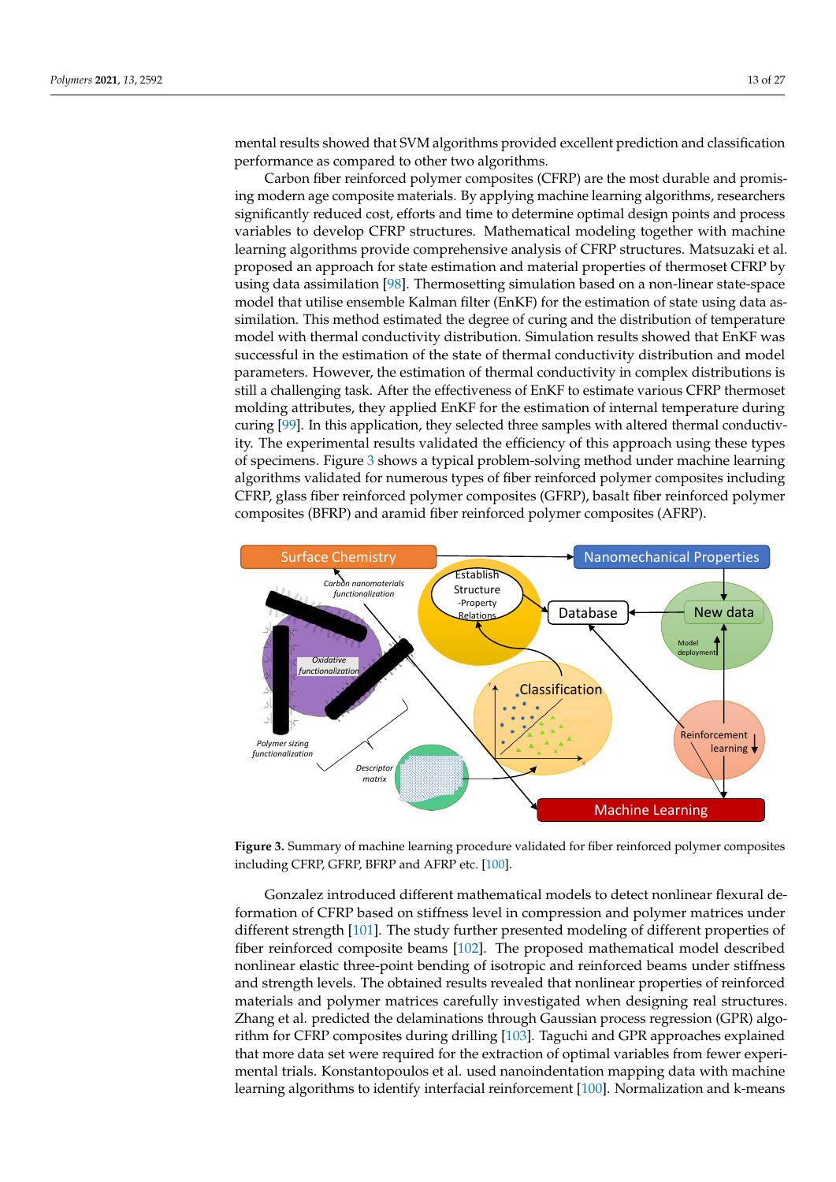mental results showed that SVM algorithms provided excellent prediction and classification performance as compared to other two algorithms.

Carbon fiber reinforced polymer composites (CFRP) are the most durable and promising modern age composite materials. By applying machine learning algorithms, researchers significantly reduced cost, efforts and time to determine optimal design points and process variables to develop CFRP structures. Mathematical modeling together with machine learning algorithms provide comprehensive analysis of CFRP structures. Matsuzaki et al. proposed an approach for state estimation and material properties of thermoset CFRP by using data assimilation [98]. Thermosetting simulation based on a non-linear state-space model that utilise ensemble Kalman filter (EnKF) for the estimation of state using data assimilation. This method estimated the degree of curing and the distribution of temperature model with thermal conductivity distribution. Simulation results showed that EnKF was successful in the estimation of the state of thermal conductivity distribution and model parameters. However, the estimation of thermal conductivity in complex distributions is still a challenging task. After the effectiveness of EnKF to estimate various CFRP thermoset molding attributes, they applied EnKF for the estimation of internal temperature during curing [99]. In this application, they selected three samples with altered thermal conductivity. The experimental results validated the efficiency of this approach using these types of specimens. Figure 3 shows a typical problem-solving method under machine learning algorithms validated for numerous types of fiber reinforced polymer composites including CFRP, glass fiber reinforced polymer composites (GFRP), basalt fiber reinforced polymer composites (BFRP) and aramid fiber reinforced polymer composites (AFRP).

**Figure 3.** Summary of machine learning procedure validated for fiber reinforced polymer composites including CFRP, GFRP, BFRP and AFRP etc. [100].

Gonzalez introduced different mathematical models to detect nonlinear flexural deformation of CFRP based on stiffness level in compression and polymer matrices under different strength [101]. The study further presented modeling of different properties of fiber reinforced composite beams [102]. The proposed mathematical model described nonlinear elastic three-point bending of isotropic and reinforced beams under stiffness and strength levels. The obtained results revealed that nonlinear properties of reinforced materials and polymer matrices carefully investigated when designing real structures. Zhang et al. predicted the delaminations through Gaussian process regression (GPR) algorithm for CFRP composites during drilling [103]. Taguchi and GPR approaches explained that more data set were required for the extraction of optimal variables from fewer experimental trials. Konstantopoulos et al. used nanoindentation mapping data with machine learning algorithms to identify interfacial reinforcement [100]. Normalization and k-means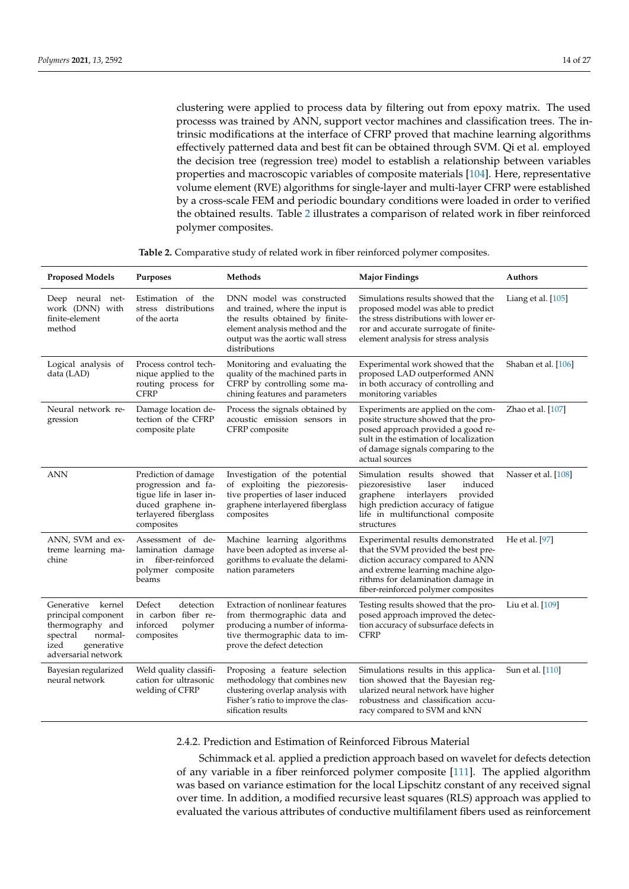clustering were applied to process data by filtering out from epoxy matrix. The used processs was trained by ANN, support vector machines and classification trees. The intrinsic modifications at the interface of CFRP proved that machine learning algorithms effectively patterned data and best fit can be obtained through SVM. Qi et al. employed the decision tree (regression tree) model to establish a relationship between variables properties and macroscopic variables of composite materials [104]. Here, representative volume element (RVE) algorithms for single-layer and multi-layer CFRP were established by a cross-scale FEM and periodic boundary conditions were loaded in order to verified the obtained results. Table 2 illustrates a comparison of related work in fiber reinforced polymer composites.

**Table 2.** Comparative study of related work in fiber reinforced polymer composites.

| Proposed Models | Purposes | Methods | Major Findings | Authors |
|---|---|---|---|---|
| Deep neural network (DNN) with finite-element method | Estimation of the stress distributions of the aorta | DNN model was constructed and trained, where the input is the results obtained by finite-element analysis method and the output was the aortic wall stress distributions | Simulations results showed that the proposed model was able to predict the stress distributions with lower error and accurate surrogate of finite-element analysis for stress analysis | Liang et al. [105] |
| Logical analysis of data (LAD) | Process control technique applied to the routing process for CFRP | Monitoring and evaluating the quality of the machined parts in CFRP by controlling some machining features and parameters | Experimental work showed that the proposed LAD outperformed ANN in both accuracy of controlling and monitoring variables | Shaban et al. [106] |
| Neural network regression | Damage location detection of the CFRP composite plate | Process the signals obtained by acoustic emission sensors in CFRP composite | Experiments are applied on the composite structure showed that the proposed approach provided a good result in the estimation of localization of damage signals comparing to the actual sources | Zhao et al. [107] |
| ANN | Prediction of damage progression and fatigue life in laser induced graphene interlayered fiberglass composites | Investigation of the potential of exploiting the piezoresistive properties of laser induced graphene interlayered fiberglass composites | Simulation results showed that piezoresistive laser induced graphene interlayers provided high prediction accuracy of fatigue life in multifunctional composite structures | Nasser et al. [108] |
| ANN, SVM and extreme learning machine | Assessment of delamination damage in fiber-reinforced polymer composite beams | Machine learning algorithms have been adopted as inverse algorithms to evaluate the delamination parameters | Experimental results demonstrated that the SVM provided the best prediction accuracy compared to ANN and extreme learning machine algorithms for delamination damage in fiber-reinforced polymer composites | He et al. [97] |
| Generative kernel principal component thermography and spectral normalized generative adversarial network | Defect detection in carbon fiber reinforced polymer composites | Extraction of nonlinear features from thermographic data and producing a number of informative thermographic data to improve the defect detection | Testing results showed that the proposed approach improved the detection accuracy of subsurface defects in CFRP | Liu et al. [109] |
| Bayesian regularized neural network | Weld quality classification for ultrasonic welding of CFRP | Proposing a feature selection methodology that combines new clustering overlap analysis with Fisher's ratio to improve the classification results | Simulations results in this application showed that the Bayesian regularized neural network have higher robustness and classification accuracy compared to SVM and kNN | Sun et al. [110] |

#### 2.4.2. Prediction and Estimation of Reinforced Fibrous Material

Schimmack et al. applied a prediction approach based on wavelet for defects detection of any variable in a fiber reinforced polymer composite [111]. The applied algorithm was based on variance estimation for the local Lipschitz constant of any received signal over time. In addition, a modified recursive least squares (RLS) approach was applied to evaluated the various attributes of conductive multifilament fibers used as reinforcement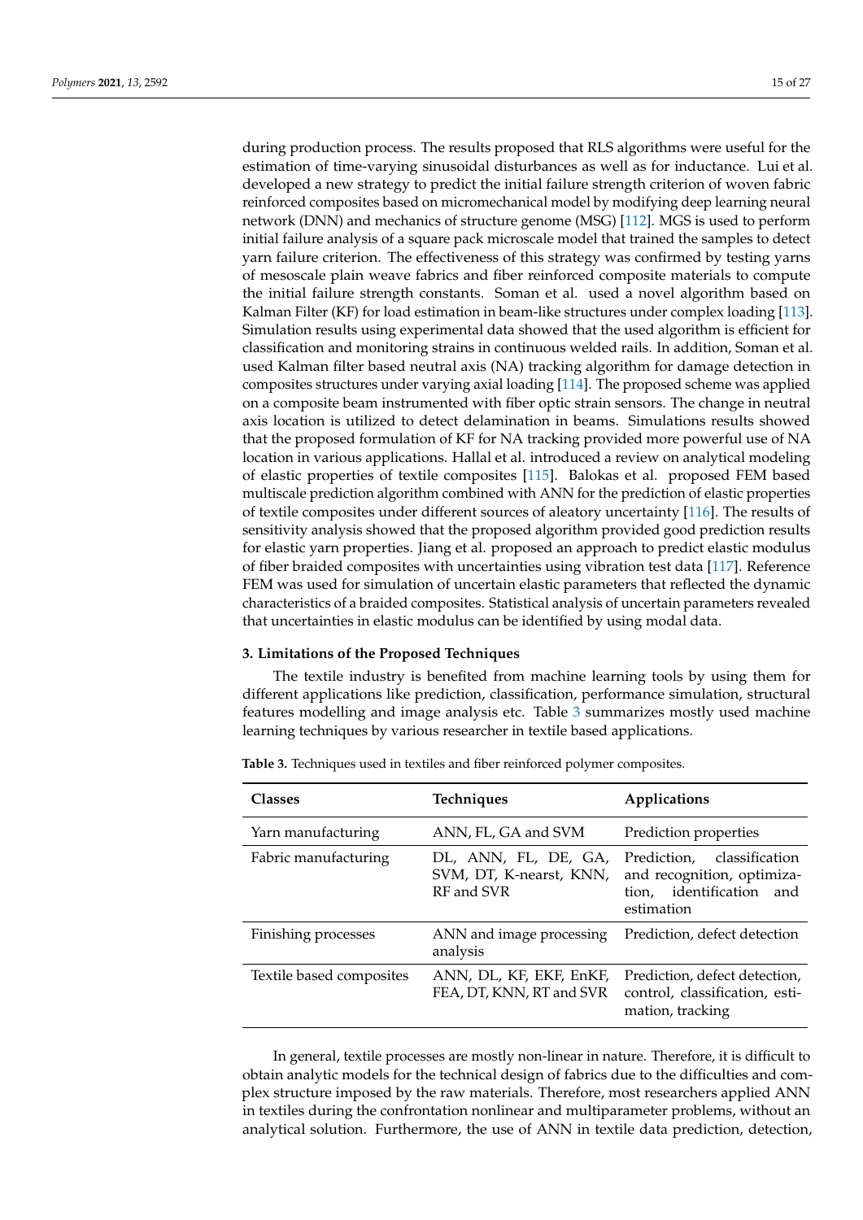during production process. The results proposed that RLS algorithms were useful for the estimation of time-varying sinusoidal disturbances as well as for inductance. Lui et al. developed a new strategy to predict the initial failure strength criterion of woven fabric reinforced composites based on micromechanical model by modifying deep learning neural network (DNN) and mechanics of structure genome (MSG) [112]. MGS is used to perform initial failure analysis of a square pack microscale model that trained the samples to detect yarn failure criterion. The effectiveness of this strategy was confirmed by testing yarns of mesoscale plain weave fabrics and fiber reinforced composite materials to compute the initial failure strength constants. Soman et al. used a novel algorithm based on Kalman Filter (KF) for load estimation in beam-like structures under complex loading [113]. Simulation results using experimental data showed that the used algorithm is efficient for classification and monitoring strains in continuous welded rails. In addition, Soman et al. used Kalman filter based neutral axis (NA) tracking algorithm for damage detection in composites structures under varying axial loading [114]. The proposed scheme was applied on a composite beam instrumented with fiber optic strain sensors. The change in neutral axis location is utilized to detect delamination in beams. Simulations results showed that the proposed formulation of KF for NA tracking provided more powerful use of NA location in various applications. Hallal et al. introduced a review on analytical modeling of elastic properties of textile composites [115]. Balokas et al. proposed FEM based multiscale prediction algorithm combined with ANN for the prediction of elastic properties of textile composites under different sources of aleatory uncertainty [116]. The results of sensitivity analysis showed that the proposed algorithm provided good prediction results for elastic yarn properties. Jiang et al. proposed an approach to predict elastic modulus of fiber braided composites with uncertainties using vibration test data [117]. Reference FEM was used for simulation of uncertain elastic parameters that reflected the dynamic characteristics of a braided composites. Statistical analysis of uncertain parameters revealed that uncertainties in elastic modulus can be identified by using modal data.

## 3. Limitations of the Proposed Techniques

The textile industry is benefited from machine learning tools by using them for different applications like prediction, classification, performance simulation, structural features modelling and image analysis etc. Table 3 summarizes mostly used machine learning techniques by various researcher in textile based applications.

**Table 3.** Techniques used in textiles and fiber reinforced polymer composites.

| Classes | Techniques | Applications |
|---|---|---|
| Yarn manufacturing | ANN, FL, GA and SVM | Prediction properties |
| Fabric manufacturing | DL, ANN, FL, DE, GA, SVM, DT, K-nearst, KNN, RF and SVR | Prediction, classification and recognition, optimization, identification and estimation |
| Finishing processes | ANN and image processing analysis | Prediction, defect detection |
| Textile based composites | ANN, DL, KF, EKF, EnKF, FEA, DT, KNN, RT and SVR | Prediction, defect detection, control, classification, estimation, tracking |

In general, textile processes are mostly non-linear in nature. Therefore, it is difficult to obtain analytic models for the technical design of fabrics due to the difficulties and complex structure imposed by the raw materials. Therefore, most researchers applied ANN in textiles during the confrontation nonlinear and multiparameter problems, without an analytical solution. Furthermore, the use of ANN in textile data prediction, detection,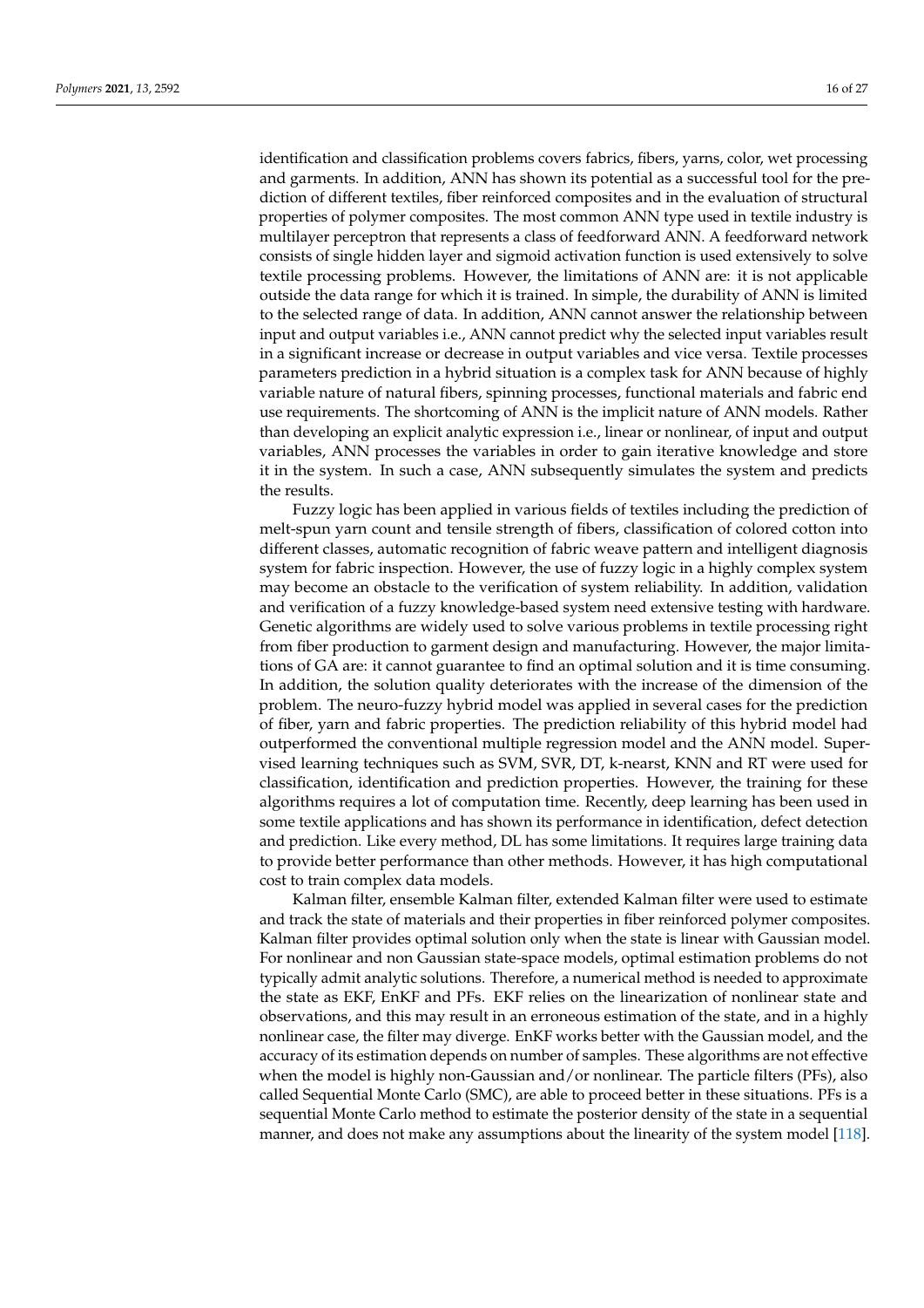identification and classification problems covers fabrics, fibers, yarns, color, wet processing and garments. In addition, ANN has shown its potential as a successful tool for the prediction of different textiles, fiber reinforced composites and in the evaluation of structural properties of polymer composites. The most common ANN type used in textile industry is multilayer perceptron that represents a class of feedforward ANN. A feedforward network consists of single hidden layer and sigmoid activation function is used extensively to solve textile processing problems. However, the limitations of ANN are: it is not applicable outside the data range for which it is trained. In simple, the durability of ANN is limited to the selected range of data. In addition, ANN cannot answer the relationship between input and output variables i.e., ANN cannot predict why the selected input variables result in a significant increase or decrease in output variables and vice versa. Textile processes parameters prediction in a hybrid situation is a complex task for ANN because of highly variable nature of natural fibers, spinning processes, functional materials and fabric end use requirements. The shortcoming of ANN is the implicit nature of ANN models. Rather than developing an explicit analytic expression i.e., linear or nonlinear, of input and output variables, ANN processes the variables in order to gain iterative knowledge and store it in the system. In such a case, ANN subsequently simulates the system and predicts the results.

Fuzzy logic has been applied in various fields of textiles including the prediction of melt-spun yarn count and tensile strength of fibers, classification of colored cotton into different classes, automatic recognition of fabric weave pattern and intelligent diagnosis system for fabric inspection. However, the use of fuzzy logic in a highly complex system may become an obstacle to the verification of system reliability. In addition, validation and verification of a fuzzy knowledge-based system need extensive testing with hardware. Genetic algorithms are widely used to solve various problems in textile processing right from fiber production to garment design and manufacturing. However, the major limitations of GA are: it cannot guarantee to find an optimal solution and it is time consuming. In addition, the solution quality deteriorates with the increase of the dimension of the problem. The neuro-fuzzy hybrid model was applied in several cases for the prediction of fiber, yarn and fabric properties. The prediction reliability of this hybrid model had outperformed the conventional multiple regression model and the ANN model. Supervised learning techniques such as SVM, SVR, DT, k-nearst, KNN and RT were used for classification, identification and prediction properties. However, the training for these algorithms requires a lot of computation time. Recently, deep learning has been used in some textile applications and has shown its performance in identification, defect detection and prediction. Like every method, DL has some limitations. It requires large training data to provide better performance than other methods. However, it has high computational cost to train complex data models.

Kalman filter, ensemble Kalman filter, extended Kalman filter were used to estimate and track the state of materials and their properties in fiber reinforced polymer composites. Kalman filter provides optimal solution only when the state is linear with Gaussian model. For nonlinear and non Gaussian state-space models, optimal estimation problems do not typically admit analytic solutions. Therefore, a numerical method is needed to approximate the state as EKF, EnKF and PFs. EKF relies on the linearization of nonlinear state and observations, and this may result in an erroneous estimation of the state, and in a highly nonlinear case, the filter may diverge. EnKF works better with the Gaussian model, and the accuracy of its estimation depends on number of samples. These algorithms are not effective when the model is highly non-Gaussian and/or nonlinear. The particle filters (PFs), also called Sequential Monte Carlo (SMC), are able to proceed better in these situations. PFs is a sequential Monte Carlo method to estimate the posterior density of the state in a sequential manner, and does not make any assumptions about the linearity of the system model [118].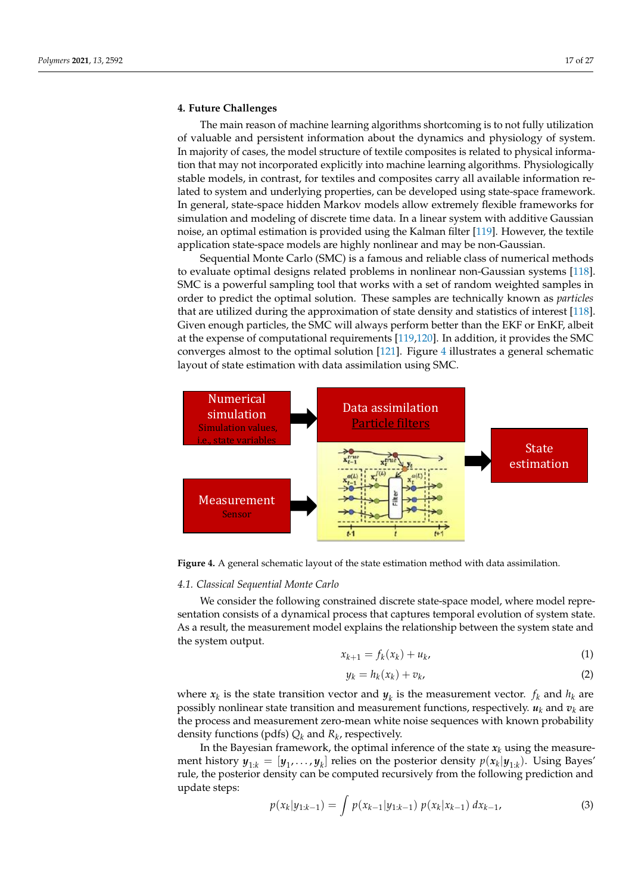## 4. Future Challenges

The main reason of machine learning algorithms shortcoming is to not fully utilization of valuable and persistent information about the dynamics and physiology of system. In majority of cases, the model structure of textile composites is related to physical information that may not incorporated explicitly into machine learning algorithms. Physiologically stable models, in contrast, for textiles and composites carry all available information related to system and underlying properties, can be developed using state-space framework. In general, state-space hidden Markov models allow extremely flexible frameworks for simulation and modeling of discrete time data. In a linear system with additive Gaussian noise, an optimal estimation is provided using the Kalman filter [119]. However, the textile application state-space models are highly nonlinear and may be non-Gaussian.

Sequential Monte Carlo (SMC) is a famous and reliable class of numerical methods to evaluate optimal designs related problems in nonlinear non-Gaussian systems [118]. SMC is a powerful sampling tool that works with a set of random weighted samples in order to predict the optimal solution. These samples are technically known as *particles* that are utilized during the approximation of state density and statistics of interest [118]. Given enough particles, the SMC will always perform better than the EKF or EnKF, albeit at the expense of computational requirements [119,120]. In addition, it provides the SMC converges almost to the optimal solution [121]. Figure 4 illustrates a general schematic layout of state estimation with data assimilation using SMC.

**Figure 4.** A general schematic layout of the state estimation method with data assimilation.

### 4.1. Classical Sequential Monte Carlo

We consider the following constrained discrete state-space model, where model representation consists of a dynamical process that captures temporal evolution of system state. As a result, the measurement model explains the relationship between the system state and the system output.

$$x_{k+1} = f_k(x_k) + u_k, \tag{1}$$

$$y_k = h_k(x_k) + v_k, \tag{2}$$

where $\boldsymbol{x}_k$ is the state transition vector and $\boldsymbol{y}_k$ is the measurement vector. $f_k$ and $h_k$ are possibly nonlinear state transition and measurement functions, respectively. $\boldsymbol{u}_k$ and $\boldsymbol{v}_k$ are the process and measurement zero-mean white noise sequences with known probability density functions (pdfs) $Q_k$ and $R_k$, respectively.

In the Bayesian framework, the optimal inference of the state $\boldsymbol{x}_k$ using the measurement history $\boldsymbol{y}_{1:k} = [\boldsymbol{y}_1, \ldots, \boldsymbol{y}_k]$ relies on the posterior density $p(\boldsymbol{x}_k|\boldsymbol{y}_{1:k})$. Using Bayes' rule, the posterior density can be computed recursively from the following prediction and update steps:

$$p(x_k|y_{1:k-1}) = \int p(x_{k-1}|y_{1:k-1})\, p(x_k|x_{k-1})\, dx_{k-1}, \tag{3}$$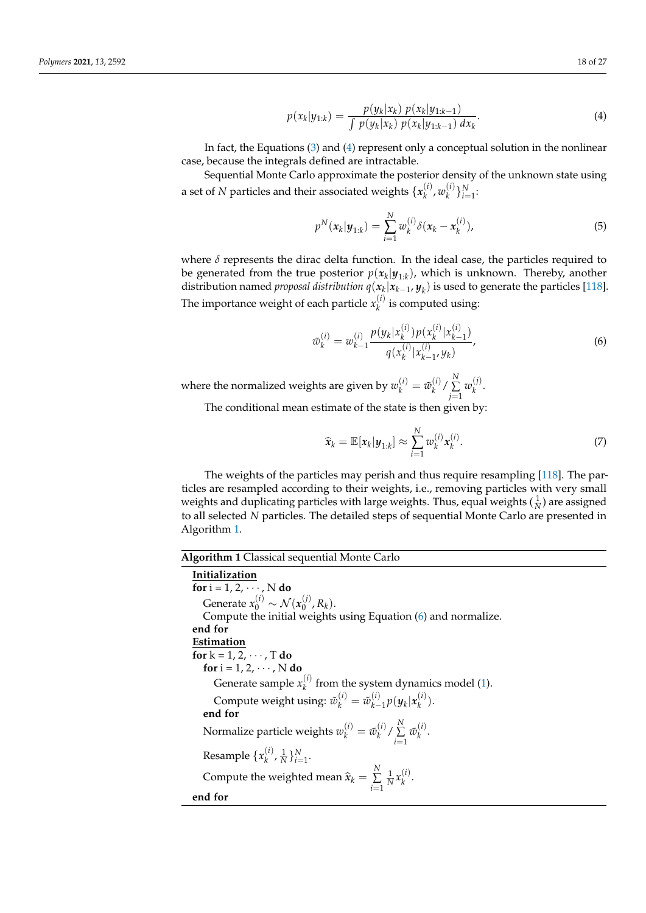$$p(x_k|y_{1:k}) = \frac{p(y_k|x_k)\; p(x_k|y_{1:k-1})}{\int\, p(y_k|x_k)\; p(x_k|y_{1:k-1})\; dx_k}. \tag{4}$$

In fact, the Equations (3) and (4) represent only a conceptual solution in the nonlinear case, because the integrals defined are intractable.

Sequential Monte Carlo approximate the posterior density of the unknown state using a set of $N$ particles and their associated weights $\{\boldsymbol{x}_k^{(i)}, w_k^{(i)}\}_{i=1}^{N}$:

$$p^N(\boldsymbol{x}_k|\boldsymbol{y}_{1:k}) = \sum_{i=1}^{N} w_k^{(i)} \delta(\boldsymbol{x}_k - \boldsymbol{x}_k^{(i)}), \tag{5}$$

where $\delta$ represents the dirac delta function. In the ideal case, the particles required to be generated from the true posterior $p(\boldsymbol{x}_k|\boldsymbol{y}_{1:k})$, which is unknown. Thereby, another distribution named *proposal distribution* $q(\boldsymbol{x}_k|\boldsymbol{x}_{k-1}, \boldsymbol{y}_k)$ is used to generate the particles [118]. The importance weight of each particle $x_k^{(i)}$ is computed using:

$$\bar{w}_k^{(i)} = w_{k-1}^{(i)} \frac{p(y_k|x_k^{(i)})p(x_k^{(i)}|x_{k-1}^{(i)})}{q(x_k^{(i)}|x_{k-1}^{(i)}, y_k)}, \tag{6}$$

where the normalized weights are given by $w_k^{(i)} = \bar{w}_k^{(i)} / \sum_{j=1}^{N} w_k^{(j)}$.

The conditional mean estimate of the state is then given by:

$$\widehat{\boldsymbol{x}}_k = \mathbb{E}[\boldsymbol{x}_k|\boldsymbol{y}_{1:k}] \approx \sum_{i=1}^{N} w_k^{(i)} \boldsymbol{x}_k^{(i)}. \tag{7}$$

The weights of the particles may perish and thus require resampling [118]. The particles are resampled according to their weights, i.e., removing particles with very small weights and duplicating particles with large weights. Thus, equal weights ($\frac{1}{N}$) are assigned to all selected $N$ particles. The detailed steps of sequential Monte Carlo are presented in Algorithm 1.

**Algorithm 1** Classical sequential Monte Carlo

<u>**Initialization**</u>
**for** i = 1, 2, $\cdots$, N **do**
  Generate $x_0^{(i)} \sim \mathcal{N}(\boldsymbol{x}_0^{(j)}, R_k)$.
  Compute the initial weights using Equation (6) and normalize.
**end for**
<u>**Estimation**</u>
**for** k = 1, 2, $\cdots$, T **do**
  **for** i = 1, 2, $\cdots$, N **do**
    Generate sample $x_k^{(i)}$ from the system dynamics model (1).
    Compute weight using: $\bar{w}_k^{(i)} = \bar{w}_{k-1}^{(i)} p(\boldsymbol{y}_k|\boldsymbol{x}_k^{(i)})$.
  **end for**
  Normalize particle weights $w_k^{(i)} = \bar{w}_k^{(i)} / \sum_{i=1}^{N} \bar{w}_k^{(i)}$.
  Resample $\{x_k^{(i)}, \frac{1}{N}\}_{i=1}^{N}$.
  Compute the weighted mean $\widehat{\boldsymbol{x}}_k = \sum_{i=1}^{N} \frac{1}{N} x_k^{(i)}$.
**end for**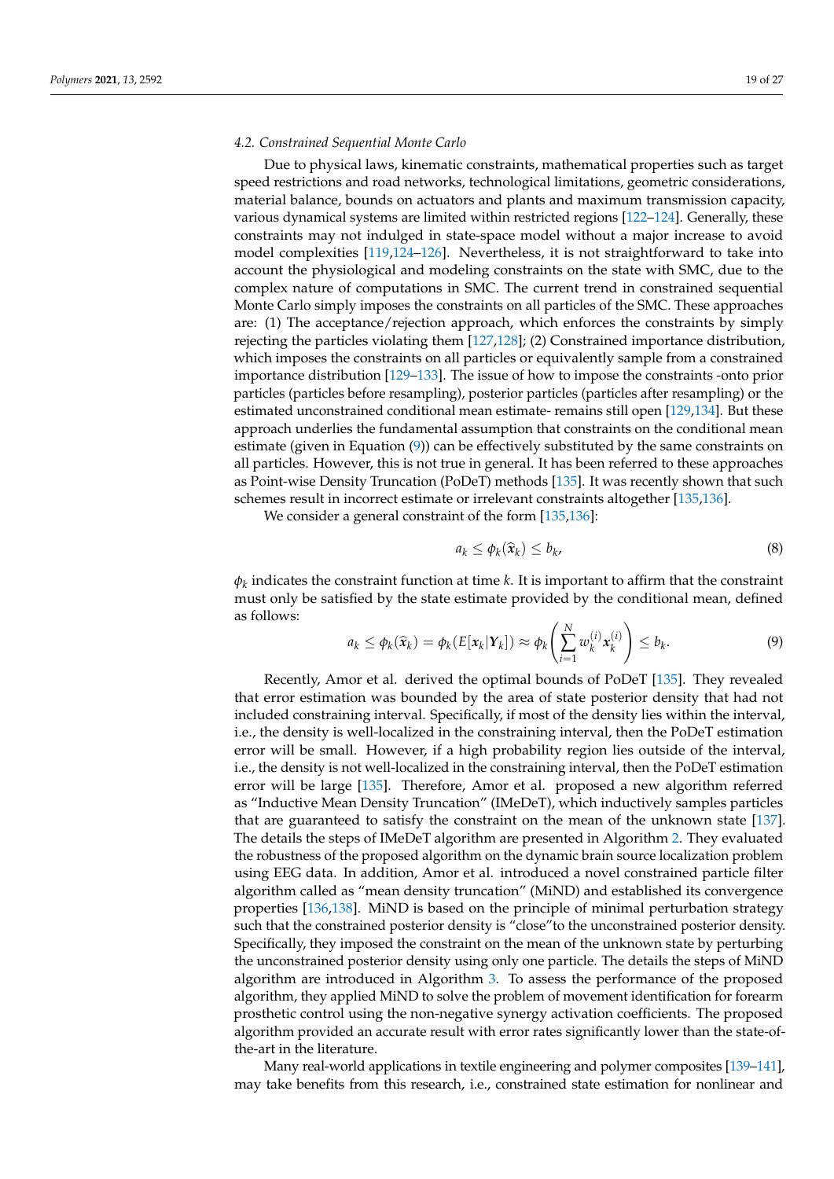### 4.2. Constrained Sequential Monte Carlo

Due to physical laws, kinematic constraints, mathematical properties such as target speed restrictions and road networks, technological limitations, geometric considerations, material balance, bounds on actuators and plants and maximum transmission capacity, various dynamical systems are limited within restricted regions [122–124]. Generally, these constraints may not indulged in state-space model without a major increase to avoid model complexities [119,124–126]. Nevertheless, it is not straightforward to take into account the physiological and modeling constraints on the state with SMC, due to the complex nature of computations in SMC. The current trend in constrained sequential Monte Carlo simply imposes the constraints on all particles of the SMC. These approaches are: (1) The acceptance/rejection approach, which enforces the constraints by simply rejecting the particles violating them [127,128]; (2) Constrained importance distribution, which imposes the constraints on all particles or equivalently sample from a constrained importance distribution [129–133]. The issue of how to impose the constraints -onto prior particles (particles before resampling), posterior particles (particles after resampling) or the estimated unconstrained conditional mean estimate- remains still open [129,134]. But these approach underlies the fundamental assumption that constraints on the conditional mean estimate (given in Equation (9)) can be effectively substituted by the same constraints on all particles. However, this is not true in general. It has been referred to these approaches as Point-wise Density Truncation (PoDeT) methods [135]. It was recently shown that such schemes result in incorrect estimate or irrelevant constraints altogether [135,136].

We consider a general constraint of the form [135,136]:

$$a_k \leq \phi_k(\hat{\boldsymbol{x}}_k) \leq b_k, \tag{8}$$

$\phi_k$ indicates the constraint function at time $k$. It is important to affirm that the constraint must only be satisfied by the state estimate provided by the conditional mean, defined as follows:

$$a_k \leq \phi_k(\hat{\boldsymbol{x}}_k) = \phi_k(E[\boldsymbol{x}_k|\mathbf{Y}_k]) \approx \phi_k\left(\sum_{i=1}^{N} w_k^{(i)} \boldsymbol{x}_k^{(i)}\right) \leq b_k. \tag{9}$$

Recently, Amor et al. derived the optimal bounds of PoDeT [135]. They revealed that error estimation was bounded by the area of state posterior density that had not included constraining interval. Specifically, if most of the density lies within the interval, i.e., the density is well-localized in the constraining interval, then the PoDeT estimation error will be small. However, if a high probability region lies outside of the interval, i.e., the density is not well-localized in the constraining interval, then the PoDeT estimation error will be large [135]. Therefore, Amor et al. proposed a new algorithm referred as "Inductive Mean Density Truncation" (IMeDeT), which inductively samples particles that are guaranteed to satisfy the constraint on the mean of the unknown state [137]. The details the steps of IMeDeT algorithm are presented in Algorithm 2. They evaluated the robustness of the proposed algorithm on the dynamic brain source localization problem using EEG data. In addition, Amor et al. introduced a novel constrained particle filter algorithm called as "mean density truncation" (MiND) and established its convergence properties [136,138]. MiND is based on the principle of minimal perturbation strategy such that the constrained posterior density is "close"to the unconstrained posterior density. Specifically, they imposed the constraint on the mean of the unknown state by perturbing the unconstrained posterior density using only one particle. The details the steps of MiND algorithm are introduced in Algorithm 3. To assess the performance of the proposed algorithm, they applied MiND to solve the problem of movement identification for forearm prosthetic control using the non-negative synergy activation coefficients. The proposed algorithm provided an accurate result with error rates significantly lower than the state-of-the-art in the literature.

Many real-world applications in textile engineering and polymer composites [139–141], may take benefits from this research, i.e., constrained state estimation for nonlinear and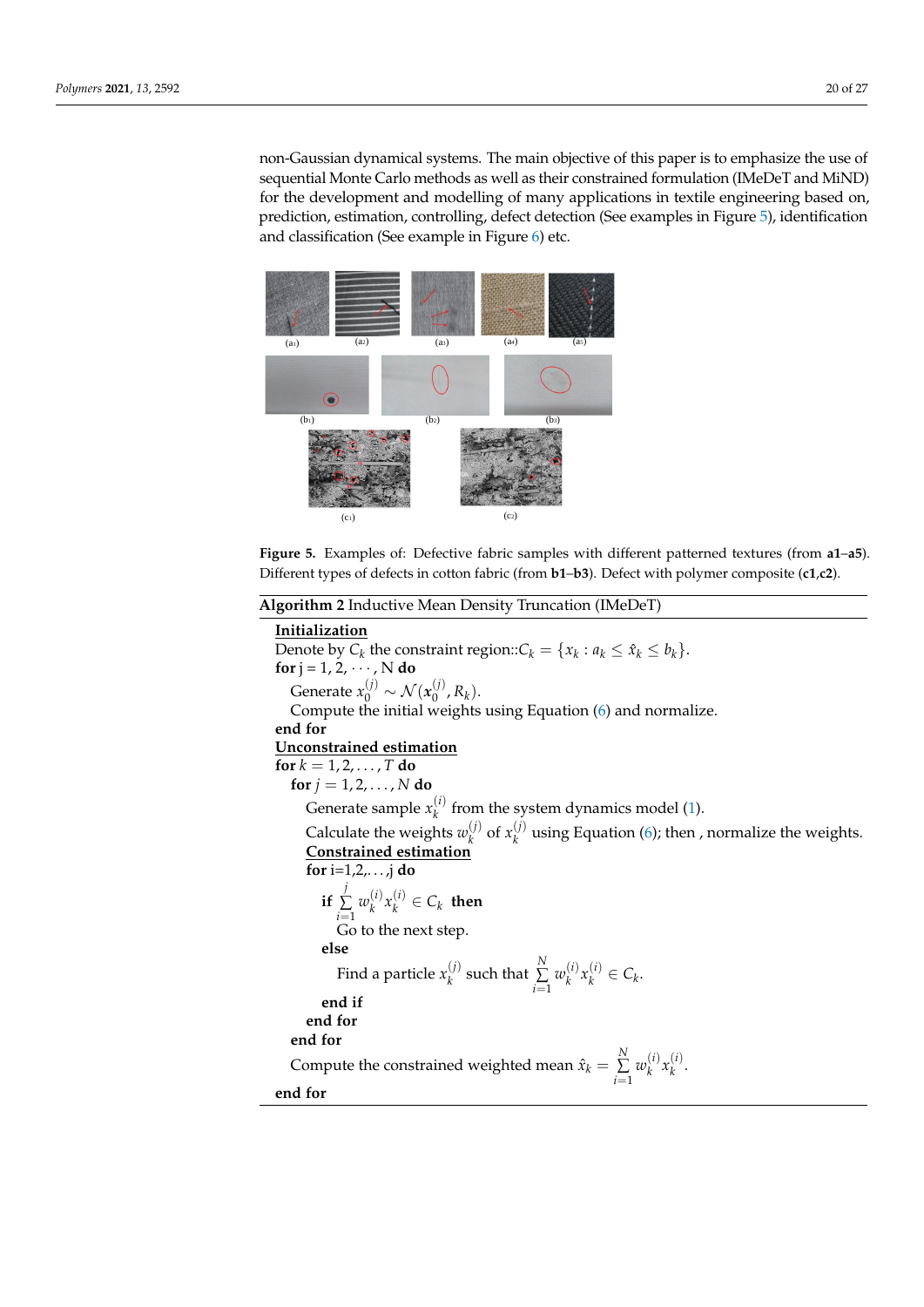non-Gaussian dynamical systems. The main objective of this paper is to emphasize the use of sequential Monte Carlo methods as well as their constrained formulation (IMeDeT and MiND) for the development and modelling of many applications in textile engineering based on, prediction, estimation, controlling, defect detection (See examples in Figure 5), identification and classification (See example in Figure 6) etc.

**Figure 5.** Examples of: Defective fabric samples with different patterned textures (from **a1**–**a5**). Different types of defects in cotton fabric (from **b1**–**b3**). Defect with polymer composite (**c1**,**c2**).

**Algorithm 2** Inductive Mean Density Truncation (IMeDeT)

<u>**Initialization**</u>

Denote by $C_k$ the constraint region::$C_k = \{x_k : a_k \leq \hat{x}_k \leq b_k\}$.

**for** j = 1, 2, $\cdots$, N **do**

  Generate $x_0^{(j)} \sim \mathcal{N}(\boldsymbol{x}_0^{(j)}, R_k)$.

  Compute the initial weights using Equation (6) and normalize.

**end for**

<u>**Unconstrained estimation**</u>

**for** $k = 1, 2, \ldots, T$ **do**

  **for** $j = 1, 2, \ldots, N$ **do**

    Generate sample $x_k^{(i)}$ from the system dynamics model (1).

    Calculate the weights $w_k^{(j)}$ of $x_k^{(j)}$ using Equation (6); then , normalize the weights.

    <u>**Constrained estimation**</u>

    **for** i=1,2,. . . ,j **do**

      **if** $\sum_{i=1}^{j} w_k^{(i)} x_k^{(i)} \in C_k$ **then**

        Go to the next step.

      **else**

        Find a particle $x_k^{(j)}$ such that $\sum_{i=1}^{N} w_k^{(i)} x_k^{(i)} \in C_k$.

      **end if**

    **end for**

  **end for**

  Compute the constrained weighted mean $\hat{x}_k = \sum_{i=1}^{N} w_k^{(i)} x_k^{(i)}$.

**end for**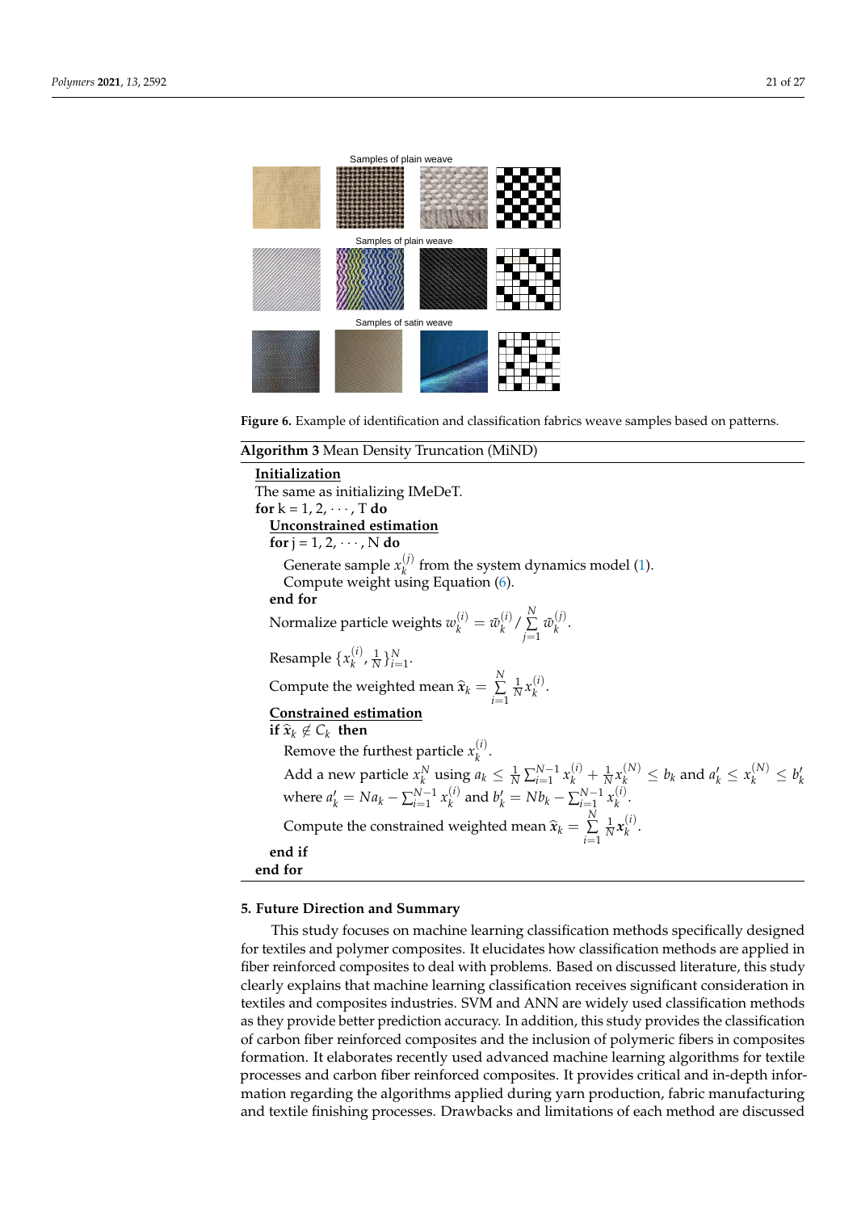Figure 6. Example of identification and classification fabrics weave samples based on patterns.

**Algorithm 3** Mean Density Truncation (MiND)

**Initialization**

The same as initializing IMeDeT.

**for** k = 1, 2, $\cdots$, T **do**

  **Unconstrained estimation**

  **for** j = 1, 2, $\cdots$, N **do**

    Generate sample $x_k^{(j)}$ from the system dynamics model (1).

    Compute weight using Equation (6).

  **end for**

  Normalize particle weights $w_k^{(i)} = \bar{w}_k^{(i)} / \sum_{j=1}^{N} \bar{w}_k^{(j)}$.

  Resample $\{x_k^{(i)}, \frac{1}{N}\}_{i=1}^{N}$.

  Compute the weighted mean $\hat{x}_k = \sum_{i=1}^{N} \frac{1}{N} x_k^{(i)}$.

  **Constrained estimation**

  **if** $\hat{x}_k \notin C_k$ **then**

    Remove the furthest particle $x_k^{(i)}$.

    Add a new particle $x_k^N$ using $a_k \leq \frac{1}{N}\sum_{i=1}^{N-1} x_k^{(i)} + \frac{1}{N} x_k^{(N)} \leq b_k$ and $a_k' \leq x_k^{(N)} \leq b_k'$ where $a_k' = Na_k - \sum_{i=1}^{N-1} x_k^{(i)}$ and $b_k' = Nb_k - \sum_{i=1}^{N-1} x_k^{(i)}$.

    Compute the constrained weighted mean $\hat{\boldsymbol{x}}_k = \sum_{i=1}^{N} \frac{1}{N} \boldsymbol{x}_k^{(i)}$.

  **end if**

**end for**

## 5. Future Direction and Summary

This study focuses on machine learning classification methods specifically designed for textiles and polymer composites. It elucidates how classification methods are applied in fiber reinforced composites to deal with problems. Based on discussed literature, this study clearly explains that machine learning classification receives significant consideration in textiles and composites industries. SVM and ANN are widely used classification methods as they provide better prediction accuracy. In addition, this study provides the classification of carbon fiber reinforced composites and the inclusion of polymeric fibers in composites formation. It elaborates recently used advanced machine learning algorithms for textile processes and carbon fiber reinforced composites. It provides critical and in-depth information regarding the algorithms applied during yarn production, fabric manufacturing and textile finishing processes. Drawbacks and limitations of each method are discussed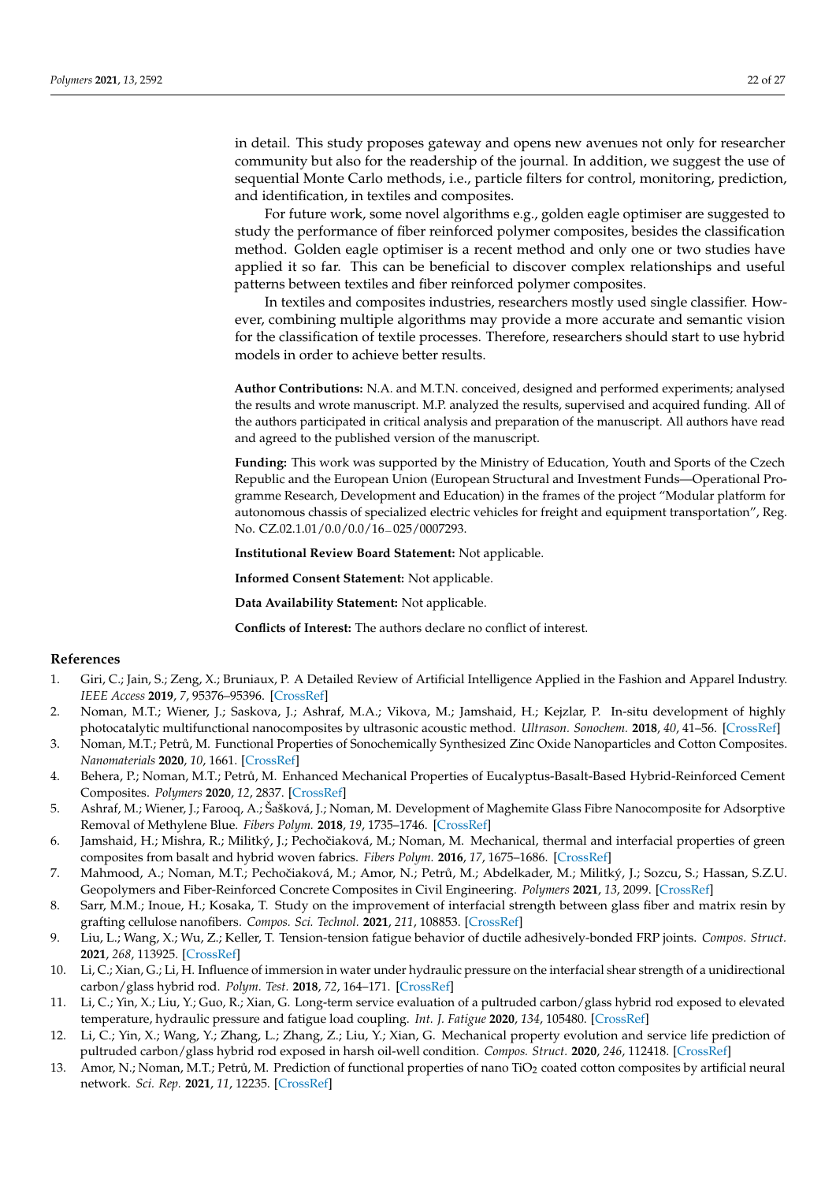in detail. This study proposes gateway and opens new avenues not only for researcher community but also for the readership of the journal. In addition, we suggest the use of sequential Monte Carlo methods, i.e., particle filters for control, monitoring, prediction, and identification, in textiles and composites.

For future work, some novel algorithms e.g., golden eagle optimiser are suggested to study the performance of fiber reinforced polymer composites, besides the classification method. Golden eagle optimiser is a recent method and only one or two studies have applied it so far. This can be beneficial to discover complex relationships and useful patterns between textiles and fiber reinforced polymer composites.

In textiles and composites industries, researchers mostly used single classifier. However, combining multiple algorithms may provide a more accurate and semantic vision for the classification of textile processes. Therefore, researchers should start to use hybrid models in order to achieve better results.

**Author Contributions:** N.A. and M.T.N. conceived, designed and performed experiments; analysed the results and wrote manuscript. M.P. analyzed the results, supervised and acquired funding. All of the authors participated in critical analysis and preparation of the manuscript. All authors have read and agreed to the published version of the manuscript.

**Funding:** This work was supported by the Ministry of Education, Youth and Sports of the Czech Republic and the European Union (European Structural and Investment Funds—Operational Programme Research, Development and Education) in the frames of the project "Modular platform for autonomous chassis of specialized electric vehicles for freight and equipment transportation", Reg. No. CZ.02.1.01/0.0/0.0/16_025/0007293.

**Institutional Review Board Statement:** Not applicable.

**Informed Consent Statement:** Not applicable.

**Data Availability Statement:** Not applicable.

**Conflicts of Interest:** The authors declare no conflict of interest.

## References

1. Giri, C.; Jain, S.; Zeng, X.; Bruniaux, P. A Detailed Review of Artificial Intelligence Applied in the Fashion and Apparel Industry. *IEEE Access* **2019**, *7*, 95376–95396. [CrossRef]
2. Noman, M.T.; Wiener, J.; Saskova, J.; Ashraf, M.A.; Vikova, M.; Jamshaid, H.; Kejzlar, P. In-situ development of highly photocatalytic multifunctional nanocomposites by ultrasonic acoustic method. *Ultrason. Sonochem.* **2018**, *40*, 41–56. [CrossRef]
3. Noman, M.T.; Petrů, M. Functional Properties of Sonochemically Synthesized Zinc Oxide Nanoparticles and Cotton Composites. *Nanomaterials* **2020**, *10*, 1661. [CrossRef]
4. Behera, P.; Noman, M.T.; Petrů, M. Enhanced Mechanical Properties of Eucalyptus-Basalt-Based Hybrid-Reinforced Cement Composites. *Polymers* **2020**, *12*, 2837. [CrossRef]
5. Ashraf, M.; Wiener, J.; Farooq, A.; Šašková, J.; Noman, M. Development of Maghemite Glass Fibre Nanocomposite for Adsorptive Removal of Methylene Blue. *Fibers Polym.* **2018**, *19*, 1735–1746. [CrossRef]
6. Jamshaid, H.; Mishra, R.; Militký, J.; Pechočiaková, M.; Noman, M. Mechanical, thermal and interfacial properties of green composites from basalt and hybrid woven fabrics. *Fibers Polym.* **2016**, *17*, 1675–1686. [CrossRef]
7. Mahmood, A.; Noman, M.T.; Pechočiaková, M.; Amor, N.; Petrů, M.; Abdelkader, M.; Militký, J.; Sozcu, S.; Hassan, S.Z.U. Geopolymers and Fiber-Reinforced Concrete Composites in Civil Engineering. *Polymers* **2021**, *13*, 2099. [CrossRef]
8. Sarr, M.M.; Inoue, H.; Kosaka, T. Study on the improvement of interfacial strength between glass fiber and matrix resin by grafting cellulose nanofibers. *Compos. Sci. Technol.* **2021**, *211*, 108853. [CrossRef]
9. Liu, L.; Wang, X.; Wu, Z.; Keller, T. Tension-tension fatigue behavior of ductile adhesively-bonded FRP joints. *Compos. Struct.* **2021**, *268*, 113925. [CrossRef]
10. Li, C.; Xian, G.; Li, H. Influence of immersion in water under hydraulic pressure on the interfacial shear strength of a unidirectional carbon/glass hybrid rod. *Polym. Test.* **2018**, *72*, 164–171. [CrossRef]
11. Li, C.; Yin, X.; Liu, Y.; Guo, R.; Xian, G. Long-term service evaluation of a pultruded carbon/glass hybrid rod exposed to elevated temperature, hydraulic pressure and fatigue load coupling. *Int. J. Fatigue* **2020**, *134*, 105480. [CrossRef]
12. Li, C.; Yin, X.; Wang, Y.; Zhang, L.; Zhang, Z.; Liu, Y.; Xian, G. Mechanical property evolution and service life prediction of pultruded carbon/glass hybrid rod exposed in harsh oil-well condition. *Compos. Struct.* **2020**, *246*, 112418. [CrossRef]
13. Amor, N.; Noman, M.T.; Petrů, M. Prediction of functional properties of nano $TiO_2$ coated cotton composites by artificial neural network. *Sci. Rep.* **2021**, *11*, 12235. [CrossRef]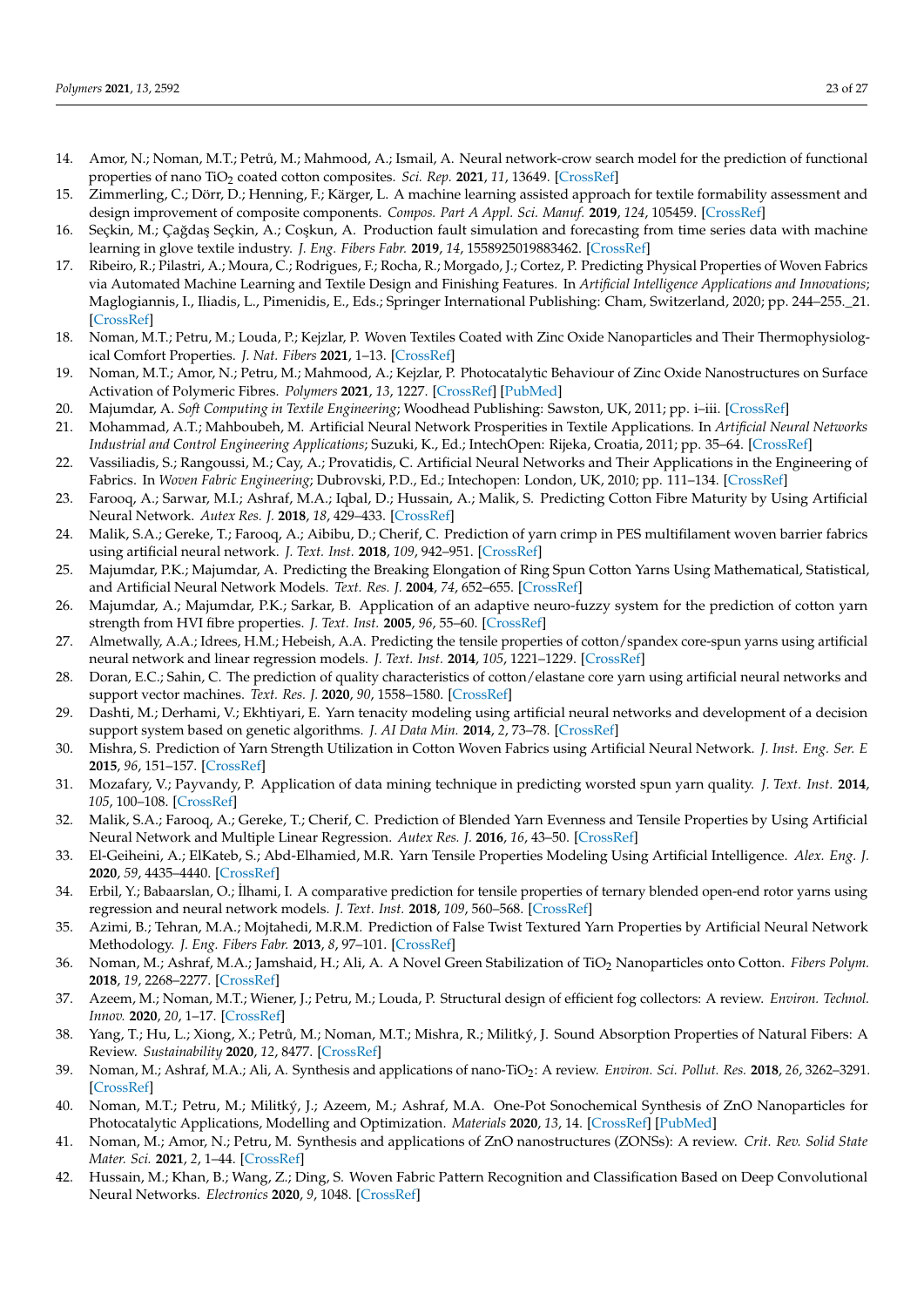14. Amor, N.; Noman, M.T.; Petrů, M.; Mahmood, A.; Ismail, A. Neural network-crow search model for the prediction of functional properties of nano $TiO_2$ coated cotton composites. *Sci. Rep.* **2021**, *11*, 13649. [CrossRef]
15. Zimmerling, C.; Dörr, D.; Henning, F.; Kärger, L. A machine learning assisted approach for textile formability assessment and design improvement of composite components. *Compos. Part A Appl. Sci. Manuf.* **2019**, *124*, 105459. [CrossRef]
16. Seçkin, M.; Çağdaş Seçkin, A.; Coşkun, A. Production fault simulation and forecasting from time series data with machine learning in glove textile industry. *J. Eng. Fibers Fabr.* **2019**, *14*, 1558925019883462. [CrossRef]
17. Ribeiro, R.; Pilastri, A.; Moura, C.; Rodrigues, F.; Rocha, R.; Morgado, J.; Cortez, P. Predicting Physical Properties of Woven Fabrics via Automated Machine Learning and Textile Design and Finishing Features. In *Artificial Intelligence Applications and Innovations*; Maglogiannis, I., Iliadis, L., Pimenidis, E., Eds.; Springer International Publishing: Cham, Switzerland, 2020; pp. 244–255._21. [CrossRef]
18. Noman, M.T.; Petru, M.; Louda, P.; Kejzlar, P. Woven Textiles Coated with Zinc Oxide Nanoparticles and Their Thermophysiological Comfort Properties. *J. Nat. Fibers* **2021**, 1–13. [CrossRef]
19. Noman, M.T.; Amor, N.; Petru, M.; Mahmood, A.; Kejzlar, P. Photocatalytic Behaviour of Zinc Oxide Nanostructures on Surface Activation of Polymeric Fibres. *Polymers* **2021**, *13*, 1227. [CrossRef] [PubMed]
20. Majumdar, A. *Soft Computing in Textile Engineering*; Woodhead Publishing: Sawston, UK, 2011; pp. i–iii. [CrossRef]
21. Mohammad, A.T.; Mahboubeh, M. Artificial Neural Network Prosperities in Textile Applications. In *Artificial Neural Networks Industrial and Control Engineering Applications*; Suzuki, K., Ed.; IntechOpen: Rijeka, Croatia, 2011; pp. 35–64. [CrossRef]
22. Vassiliadis, S.; Rangoussi, M.; Cay, A.; Provatidis, C. Artificial Neural Networks and Their Applications in the Engineering of Fabrics. In *Woven Fabric Engineering*; Dubrovski, P.D., Ed.; Intechopen: London, UK, 2010; pp. 111–134. [CrossRef]
23. Farooq, A.; Sarwar, M.I.; Ashraf, M.A.; Iqbal, D.; Hussain, A.; Malik, S. Predicting Cotton Fibre Maturity by Using Artificial Neural Network. *Autex Res. J.* **2018**, *18*, 429–433. [CrossRef]
24. Malik, S.A.; Gereke, T.; Farooq, A.; Aibibu, D.; Cherif, C. Prediction of yarn crimp in PES multifilament woven barrier fabrics using artificial neural network. *J. Text. Inst.* **2018**, *109*, 942–951. [CrossRef]
25. Majumdar, P.K.; Majumdar, A. Predicting the Breaking Elongation of Ring Spun Cotton Yarns Using Mathematical, Statistical, and Artificial Neural Network Models. *Text. Res. J.* **2004**, *74*, 652–655. [CrossRef]
26. Majumdar, A.; Majumdar, P.K.; Sarkar, B. Application of an adaptive neuro-fuzzy system for the prediction of cotton yarn strength from HVI fibre properties. *J. Text. Inst.* **2005**, *96*, 55–60. [CrossRef]
27. Almetwally, A.A.; Idrees, H.M.; Hebeish, A.A. Predicting the tensile properties of cotton/spandex core-spun yarns using artificial neural network and linear regression models. *J. Text. Inst.* **2014**, *105*, 1221–1229. [CrossRef]
28. Doran, E.C.; Sahin, C. The prediction of quality characteristics of cotton/elastane core yarn using artificial neural networks and support vector machines. *Text. Res. J.* **2020**, *90*, 1558–1580. [CrossRef]
29. Dashti, M.; Derhami, V.; Ekhtiyari, E. Yarn tenacity modeling using artificial neural networks and development of a decision support system based on genetic algorithms. *J. AI Data Min.* **2014**, *2*, 73–78. [CrossRef]
30. Mishra, S. Prediction of Yarn Strength Utilization in Cotton Woven Fabrics using Artificial Neural Network. *J. Inst. Eng. Ser. E* **2015**, *96*, 151–157. [CrossRef]
31. Mozafary, V.; Payvandy, P. Application of data mining technique in predicting worsted spun yarn quality. *J. Text. Inst.* **2014**, *105*, 100–108. [CrossRef]
32. Malik, S.A.; Farooq, A.; Gereke, T.; Cherif, C. Prediction of Blended Yarn Evenness and Tensile Properties by Using Artificial Neural Network and Multiple Linear Regression. *Autex Res. J.* **2016**, *16*, 43–50. [CrossRef]
33. El-Geiheini, A.; ElKateb, S.; Abd-Elhamied, M.R. Yarn Tensile Properties Modeling Using Artificial Intelligence. *Alex. Eng. J.* **2020**, *59*, 4435–4440. [CrossRef]
34. Erbil, Y.; Babaarslan, O.; İlhami, I. A comparative prediction for tensile properties of ternary blended open-end rotor yarns using regression and neural network models. *J. Text. Inst.* **2018**, *109*, 560–568. [CrossRef]
35. Azimi, B.; Tehran, M.A.; Mojtahedi, M.R.M. Prediction of False Twist Textured Yarn Properties by Artificial Neural Network Methodology. *J. Eng. Fibers Fabr.* **2013**, *8*, 97–101. [CrossRef]
36. Noman, M.; Ashraf, M.A.; Jamshaid, H.; Ali, A. A Novel Green Stabilization of $TiO_2$ Nanoparticles onto Cotton. *Fibers Polym.* **2018**, *19*, 2268–2277. [CrossRef]
37. Azeem, M.; Noman, M.T.; Wiener, J.; Petru, M.; Louda, P. Structural design of efficient fog collectors: A review. *Environ. Technol. Innov.* **2020**, *20*, 1–17. [CrossRef]
38. Yang, T.; Hu, L.; Xiong, X.; Petrů, M.; Noman, M.T.; Mishra, R.; Militký, J. Sound Absorption Properties of Natural Fibers: A Review. *Sustainability* **2020**, *12*, 8477. [CrossRef]
39. Noman, M.; Ashraf, M.A.; Ali, A. Synthesis and applications of nano-$TiO_2$: A review. *Environ. Sci. Pollut. Res.* **2018**, *26*, 3262–3291. [CrossRef]
40. Noman, M.T.; Petru, M.; Militký, J.; Azeem, M.; Ashraf, M.A. One-Pot Sonochemical Synthesis of ZnO Nanoparticles for Photocatalytic Applications, Modelling and Optimization. *Materials* **2020**, *13*, 14. [CrossRef] [PubMed]
41. Noman, M.; Amor, N.; Petru, M. Synthesis and applications of ZnO nanostructures (ZONSs): A review. *Crit. Rev. Solid State Mater. Sci.* **2021**, *2*, 1–44. [CrossRef]
42. Hussain, M.; Khan, B.; Wang, Z.; Ding, S. Woven Fabric Pattern Recognition and Classification Based on Deep Convolutional Neural Networks. *Electronics* **2020**, *9*, 1048. [CrossRef]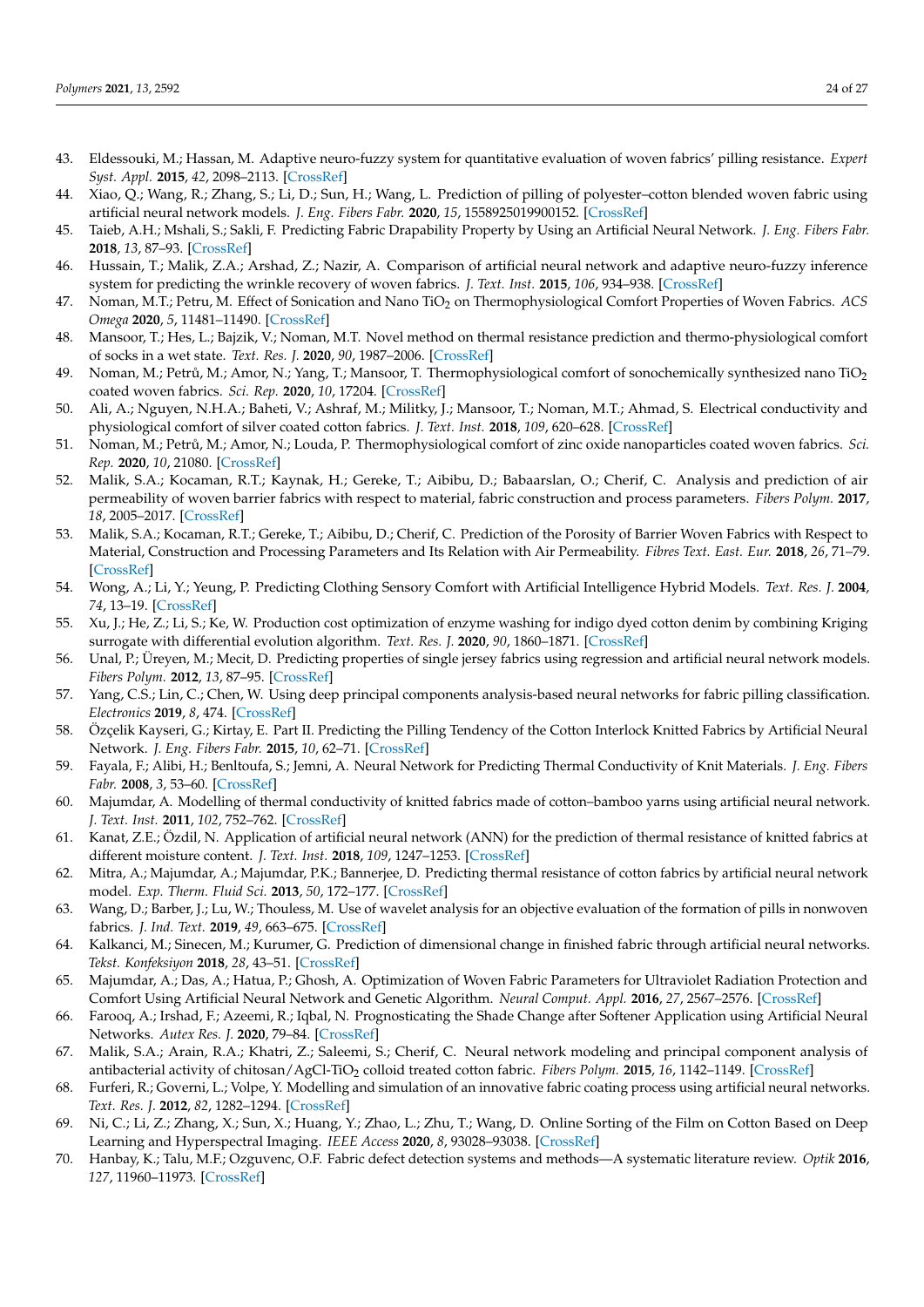43. Eldessouki, M.; Hassan, M. Adaptive neuro-fuzzy system for quantitative evaluation of woven fabrics' pilling resistance. *Expert Syst. Appl.* **2015**, *42*, 2098–2113. [CrossRef]
44. Xiao, Q.; Wang, R.; Zhang, S.; Li, D.; Sun, H.; Wang, L. Prediction of pilling of polyester–cotton blended woven fabric using artificial neural network models. *J. Eng. Fibers Fabr.* **2020**, *15*, 1558925019900152. [CrossRef]
45. Taieb, A.H.; Mshali, S.; Sakli, F. Predicting Fabric Drapability Property by Using an Artificial Neural Network. *J. Eng. Fibers Fabr.* **2018**, *13*, 87–93. [CrossRef]
46. Hussain, T.; Malik, Z.A.; Arshad, Z.; Nazir, A. Comparison of artificial neural network and adaptive neuro-fuzzy inference system for predicting the wrinkle recovery of woven fabrics. *J. Text. Inst.* **2015**, *106*, 934–938. [CrossRef]
47. Noman, M.T.; Petru, M. Effect of Sonication and Nano $TiO_2$ on Thermophysiological Comfort Properties of Woven Fabrics. *ACS Omega* **2020**, *5*, 11481–11490. [CrossRef]
48. Mansoor, T.; Hes, L.; Bajzik, V.; Noman, M.T. Novel method on thermal resistance prediction and thermo-physiological comfort of socks in a wet state. *Text. Res. J.* **2020**, *90*, 1987–2006. [CrossRef]
49. Noman, M.; Petrů, M.; Amor, N.; Yang, T.; Mansoor, T. Thermophysiological comfort of sonochemically synthesized nano $TiO_2$ coated woven fabrics. *Sci. Rep.* **2020**, *10*, 17204. [CrossRef]
50. Ali, A.; Nguyen, N.H.A.; Baheti, V.; Ashraf, M.; Militky, J.; Mansoor, T.; Noman, M.T.; Ahmad, S. Electrical conductivity and physiological comfort of silver coated cotton fabrics. *J. Text. Inst.* **2018**, *109*, 620–628. [CrossRef]
51. Noman, M.; Petrů, M.; Amor, N.; Louda, P. Thermophysiological comfort of zinc oxide nanoparticles coated woven fabrics. *Sci. Rep.* **2020**, *10*, 21080. [CrossRef]
52. Malik, S.A.; Kocaman, R.T.; Kaynak, H.; Gereke, T.; Aibibu, D.; Babaarslan, O.; Cherif, C. Analysis and prediction of air permeability of woven barrier fabrics with respect to material, fabric construction and process parameters. *Fibers Polym.* **2017**, *18*, 2005–2017. [CrossRef]
53. Malik, S.A.; Kocaman, R.T.; Gereke, T.; Aibibu, D.; Cherif, C. Prediction of the Porosity of Barrier Woven Fabrics with Respect to Material, Construction and Processing Parameters and Its Relation with Air Permeability. *Fibres Text. East. Eur.* **2018**, *26*, 71–79. [CrossRef]
54. Wong, A.; Li, Y.; Yeung, P. Predicting Clothing Sensory Comfort with Artificial Intelligence Hybrid Models. *Text. Res. J.* **2004**, *74*, 13–19. [CrossRef]
55. Xu, J.; He, Z.; Li, S.; Ke, W. Production cost optimization of enzyme washing for indigo dyed cotton denim by combining Kriging surrogate with differential evolution algorithm. *Text. Res. J.* **2020**, *90*, 1860–1871. [CrossRef]
56. Unal, P.; Üreyen, M.; Mecit, D. Predicting properties of single jersey fabrics using regression and artificial neural network models. *Fibers Polym.* **2012**, *13*, 87–95. [CrossRef]
57. Yang, C.S.; Lin, C.; Chen, W. Using deep principal components analysis-based neural networks for fabric pilling classification. *Electronics* **2019**, *8*, 474. [CrossRef]
58. Özçelik Kayseri, G.; Kirtay, E. Part II. Predicting the Pilling Tendency of the Cotton Interlock Knitted Fabrics by Artificial Neural Network. *J. Eng. Fibers Fabr.* **2015**, *10*, 62–71. [CrossRef]
59. Fayala, F.; Alibi, H.; Benltoufa, S.; Jemni, A. Neural Network for Predicting Thermal Conductivity of Knit Materials. *J. Eng. Fibers Fabr.* **2008**, *3*, 53–60. [CrossRef]
60. Majumdar, A. Modelling of thermal conductivity of knitted fabrics made of cotton–bamboo yarns using artificial neural network. *J. Text. Inst.* **2011**, *102*, 752–762. [CrossRef]
61. Kanat, Z.E.; Özdil, N. Application of artificial neural network (ANN) for the prediction of thermal resistance of knitted fabrics at different moisture content. *J. Text. Inst.* **2018**, *109*, 1247–1253. [CrossRef]
62. Mitra, A.; Majumdar, A.; Majumdar, P.K.; Bannerjee, D. Predicting thermal resistance of cotton fabrics by artificial neural network model. *Exp. Therm. Fluid Sci.* **2013**, *50*, 172–177. [CrossRef]
63. Wang, D.; Barber, J.; Lu, W.; Thouless, M. Use of wavelet analysis for an objective evaluation of the formation of pills in nonwoven fabrics. *J. Ind. Text.* **2019**, *49*, 663–675. [CrossRef]
64. Kalkanci, M.; Sinecen, M.; Kurumer, G. Prediction of dimensional change in finished fabric through artificial neural networks. *Tekst. Konfeksiyon* **2018**, *28*, 43–51. [CrossRef]
65. Majumdar, A.; Das, A.; Hatua, P.; Ghosh, A. Optimization of Woven Fabric Parameters for Ultraviolet Radiation Protection and Comfort Using Artificial Neural Network and Genetic Algorithm. *Neural Comput. Appl.* **2016**, *27*, 2567–2576. [CrossRef]
66. Farooq, A.; Irshad, F.; Azeemi, R.; Iqbal, N. Prognosticating the Shade Change after Softener Application using Artificial Neural Networks. *Autex Res. J.* **2020**, 79–84. [CrossRef]
67. Malik, S.A.; Arain, R.A.; Khatri, Z.; Saleemi, S.; Cherif, C. Neural network modeling and principal component analysis of antibacterial activity of chitosan/AgCl-$TiO_2$ colloid treated cotton fabric. *Fibers Polym.* **2015**, *16*, 1142–1149. [CrossRef]
68. Furferi, R.; Governi, L.; Volpe, Y. Modelling and simulation of an innovative fabric coating process using artificial neural networks. *Text. Res. J.* **2012**, *82*, 1282–1294. [CrossRef]
69. Ni, C.; Li, Z.; Zhang, X.; Sun, X.; Huang, Y.; Zhao, L.; Zhu, T.; Wang, D. Online Sorting of the Film on Cotton Based on Deep Learning and Hyperspectral Imaging. *IEEE Access* **2020**, *8*, 93028–93038. [CrossRef]
70. Hanbay, K.; Talu, M.F.; Ozguvenc, O.F. Fabric defect detection systems and methods—A systematic literature review. *Optik* **2016**, *127*, 11960–11973. [CrossRef]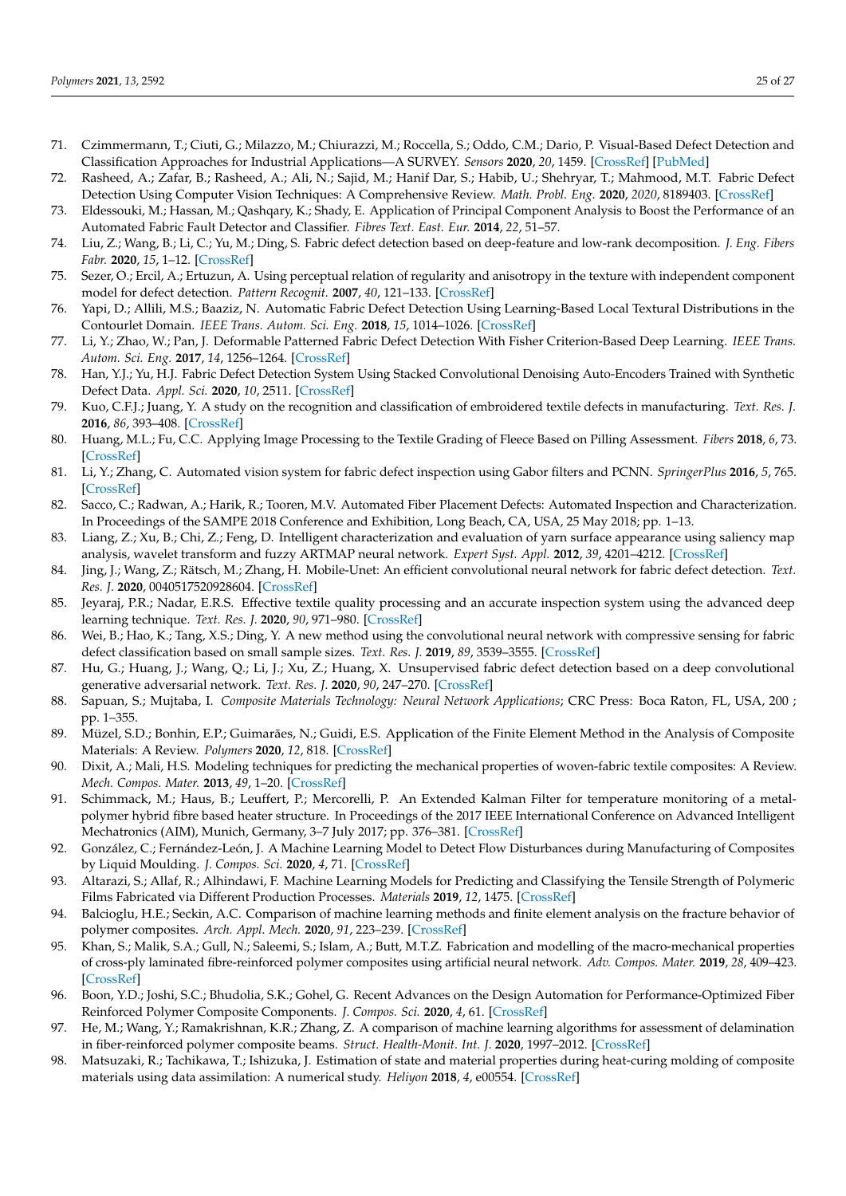71. Czimmermann, T.; Ciuti, G.; Milazzo, M.; Chiurazzi, M.; Roccella, S.; Oddo, C.M.; Dario, P. Visual-Based Defect Detection and Classification Approaches for Industrial Applications—A SURVEY. *Sensors* **2020**, *20*, 1459. [CrossRef] [PubMed]
72. Rasheed, A.; Zafar, B.; Rasheed, A.; Ali, N.; Sajid, M.; Hanif Dar, S.; Habib, U.; Shehryar, T.; Mahmood, M.T. Fabric Defect Detection Using Computer Vision Techniques: A Comprehensive Review. *Math. Probl. Eng.* **2020**, *2020*, 8189403. [CrossRef]
73. Eldessouki, M.; Hassan, M.; Qashqary, K.; Shady, E. Application of Principal Component Analysis to Boost the Performance of an Automated Fabric Fault Detector and Classifier. *Fibres Text. East. Eur.* **2014**, *22*, 51–57.
74. Liu, Z.; Wang, B.; Li, C.; Yu, M.; Ding, S. Fabric defect detection based on deep-feature and low-rank decomposition. *J. Eng. Fibers Fabr.* **2020**, *15*, 1–12. [CrossRef]
75. Sezer, O.; Ercil, A.; Ertuzun, A. Using perceptual relation of regularity and anisotropy in the texture with independent component model for defect detection. *Pattern Recognit.* **2007**, *40*, 121–133. [CrossRef]
76. Yapi, D.; Allili, M.S.; Baaziz, N. Automatic Fabric Defect Detection Using Learning-Based Local Textural Distributions in the Contourlet Domain. *IEEE Trans. Autom. Sci. Eng.* **2018**, *15*, 1014–1026. [CrossRef]
77. Li, Y.; Zhao, W.; Pan, J. Deformable Patterned Fabric Defect Detection With Fisher Criterion-Based Deep Learning. *IEEE Trans. Autom. Sci. Eng.* **2017**, *14*, 1256–1264. [CrossRef]
78. Han, Y.J.; Yu, H.J. Fabric Defect Detection System Using Stacked Convolutional Denoising Auto-Encoders Trained with Synthetic Defect Data. *Appl. Sci.* **2020**, *10*, 2511. [CrossRef]
79. Kuo, C.F.J.; Juang, Y. A study on the recognition and classification of embroidered textile defects in manufacturing. *Text. Res. J.* **2016**, *86*, 393–408. [CrossRef]
80. Huang, M.L.; Fu, C.C. Applying Image Processing to the Textile Grading of Fleece Based on Pilling Assessment. *Fibers* **2018**, *6*, 73. [CrossRef]
81. Li, Y.; Zhang, C. Automated vision system for fabric defect inspection using Gabor filters and PCNN. *SpringerPlus* **2016**, *5*, 765. [CrossRef]
82. Sacco, C.; Radwan, A.; Harik, R.; Tooren, M.V. Automated Fiber Placement Defects: Automated Inspection and Characterization. In Proceedings of the SAMPE 2018 Conference and Exhibition, Long Beach, CA, USA, 25 May 2018; pp. 1–13.
83. Liang, Z.; Xu, B.; Chi, Z.; Feng, D. Intelligent characterization and evaluation of yarn surface appearance using saliency map analysis, wavelet transform and fuzzy ARTMAP neural network. *Expert Syst. Appl.* **2012**, *39*, 4201–4212. [CrossRef]
84. Jing, J.; Wang, Z.; Rätsch, M.; Zhang, H. Mobile-Unet: An efficient convolutional neural network for fabric defect detection. *Text. Res. J.* **2020**, 0040517520928604. [CrossRef]
85. Jeyaraj, P.R.; Nadar, E.R.S. Effective textile quality processing and an accurate inspection system using the advanced deep learning technique. *Text. Res. J.* **2020**, *90*, 971–980. [CrossRef]
86. Wei, B.; Hao, K.; Tang, X.S.; Ding, Y. A new method using the convolutional neural network with compressive sensing for fabric defect classification based on small sample sizes. *Text. Res. J.* **2019**, *89*, 3539–3555. [CrossRef]
87. Hu, G.; Huang, J.; Wang, Q.; Li, J.; Xu, Z.; Huang, X. Unsupervised fabric defect detection based on a deep convolutional generative adversarial network. *Text. Res. J.* **2020**, *90*, 247–270. [CrossRef]
88. Sapuan, S.; Mujtaba, I. *Composite Materials Technology: Neural Network Applications*; CRC Press: Boca Raton, FL, USA, 200 ; pp. 1–355.
89. Müzel, S.D.; Bonhin, E.P.; Guimarães, N.; Guidi, E.S. Application of the Finite Element Method in the Analysis of Composite Materials: A Review. *Polymers* **2020**, *12*, 818. [CrossRef]
90. Dixit, A.; Mali, H.S. Modeling techniques for predicting the mechanical properties of woven-fabric textile composites: A Review. *Mech. Compos. Mater.* **2013**, *49*, 1–20. [CrossRef]
91. Schimmack, M.; Haus, B.; Leuffert, P.; Mercorelli, P. An Extended Kalman Filter for temperature monitoring of a metal-polymer hybrid fibre based heater structure. In Proceedings of the 2017 IEEE International Conference on Advanced Intelligent Mechatronics (AIM), Munich, Germany, 3–7 July 2017; pp. 376–381. [CrossRef]
92. González, C.; Fernández-León, J. A Machine Learning Model to Detect Flow Disturbances during Manufacturing of Composites by Liquid Moulding. *J. Compos. Sci.* **2020**, *4*, 71. [CrossRef]
93. Altarazi, S.; Allaf, R.; Alhindawi, F. Machine Learning Models for Predicting and Classifying the Tensile Strength of Polymeric Films Fabricated via Different Production Processes. *Materials* **2019**, *12*, 1475. [CrossRef]
94. Balcioglu, H.E.; Seckin, A.C. Comparison of machine learning methods and finite element analysis on the fracture behavior of polymer composites. *Arch. Appl. Mech.* **2020**, *91*, 223–239. [CrossRef]
95. Khan, S.; Malik, S.A.; Gull, N.; Saleemi, S.; Islam, A.; Butt, M.T.Z. Fabrication and modelling of the macro-mechanical properties of cross-ply laminated fibre-reinforced polymer composites using artificial neural network. *Adv. Compos. Mater.* **2019**, *28*, 409–423. [CrossRef]
96. Boon, Y.D.; Joshi, S.C.; Bhudolia, S.K.; Gohel, G. Recent Advances on the Design Automation for Performance-Optimized Fiber Reinforced Polymer Composite Components. *J. Compos. Sci.* **2020**, *4*, 61. [CrossRef]
97. He, M.; Wang, Y.; Ramakrishnan, K.R.; Zhang, Z. A comparison of machine learning algorithms for assessment of delamination in fiber-reinforced polymer composite beams. *Struct. Health-Monit. Int. J.* **2020**, 1997–2012. [CrossRef]
98. Matsuzaki, R.; Tachikawa, T.; Ishizuka, J. Estimation of state and material properties during heat-curing molding of composite materials using data assimilation: A numerical study. *Heliyon* **2018**, *4*, e00554. [CrossRef]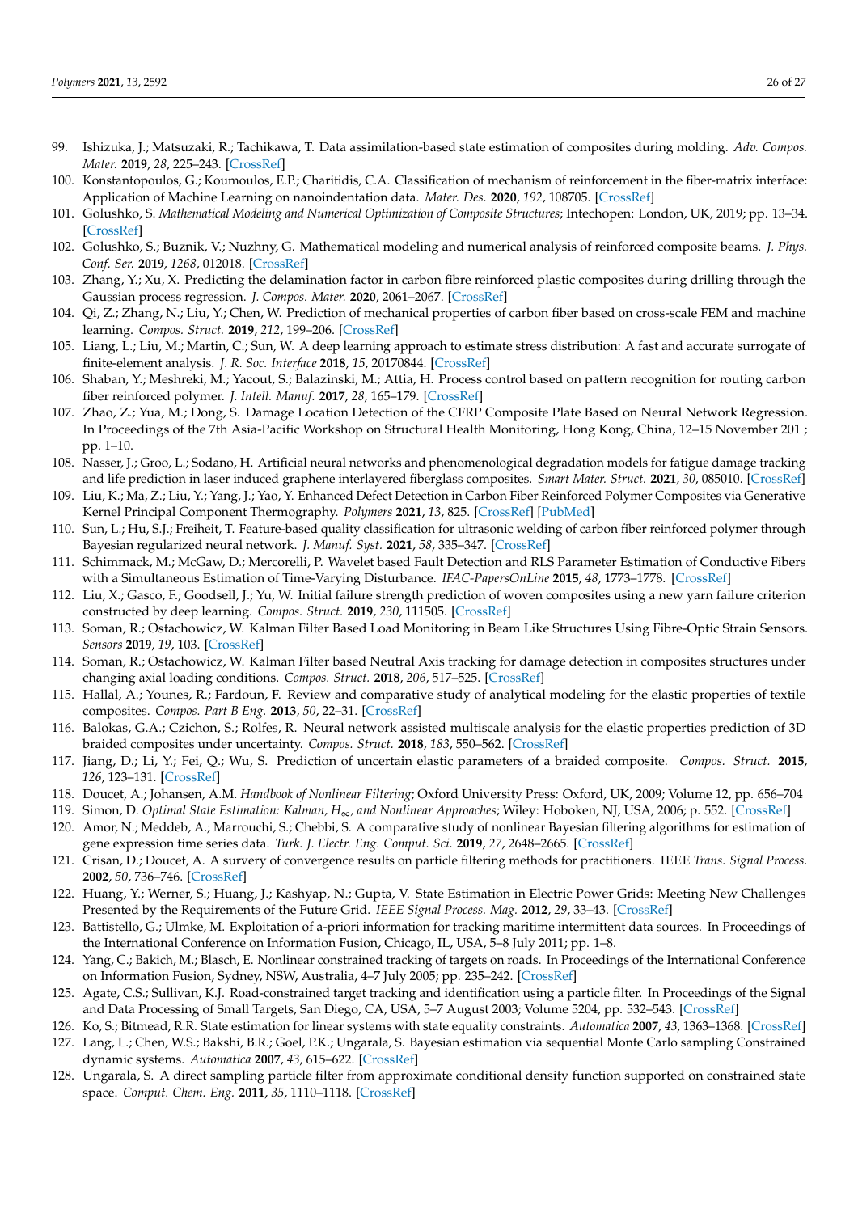99. Ishizuka, J.; Matsuzaki, R.; Tachikawa, T. Data assimilation-based state estimation of composites during molding. *Adv. Compos. Mater.* **2019**, *28*, 225–243. [CrossRef]
100. Konstantopoulos, G.; Koumoulos, E.P.; Charitidis, C.A. Classification of mechanism of reinforcement in the fiber-matrix interface: Application of Machine Learning on nanoindentation data. *Mater. Des.* **2020**, *192*, 108705. [CrossRef]
101. Golushko, S. *Mathematical Modeling and Numerical Optimization of Composite Structures*; Intechopen: London, UK, 2019; pp. 13–34. [CrossRef]
102. Golushko, S.; Buznik, V.; Nuzhny, G. Mathematical modeling and numerical analysis of reinforced composite beams. *J. Phys. Conf. Ser.* **2019**, *1268*, 012018. [CrossRef]
103. Zhang, Y.; Xu, X. Predicting the delamination factor in carbon fibre reinforced plastic composites during drilling through the Gaussian process regression. *J. Compos. Mater.* **2020**, 2061–2067. [CrossRef]
104. Qi, Z.; Zhang, N.; Liu, Y.; Chen, W. Prediction of mechanical properties of carbon fiber based on cross-scale FEM and machine learning. *Compos. Struct.* **2019**, *212*, 199–206. [CrossRef]
105. Liang, L.; Liu, M.; Martin, C.; Sun, W. A deep learning approach to estimate stress distribution: A fast and accurate surrogate of finite-element analysis. *J. R. Soc. Interface* **2018**, *15*, 20170844. [CrossRef]
106. Shaban, Y.; Meshreki, M.; Yacout, S.; Balazinski, M.; Attia, H. Process control based on pattern recognition for routing carbon fiber reinforced polymer. *J. Intell. Manuf.* **2017**, *28*, 165–179. [CrossRef]
107. Zhao, Z.; Yua, M.; Dong, S. Damage Location Detection of the CFRP Composite Plate Based on Neural Network Regression. In Proceedings of the 7th Asia-Pacific Workshop on Structural Health Monitoring, Hong Kong, China, 12–15 November 201 ; pp. 1–10.
108. Nasser, J.; Groo, L.; Sodano, H. Artificial neural networks and phenomenological degradation models for fatigue damage tracking and life prediction in laser induced graphene interlayered fiberglass composites. *Smart Mater. Struct.* **2021**, *30*, 085010. [CrossRef]
109. Liu, K.; Ma, Z.; Liu, Y.; Yang, J.; Yao, Y. Enhanced Defect Detection in Carbon Fiber Reinforced Polymer Composites via Generative Kernel Principal Component Thermography. *Polymers* **2021**, *13*, 825. [CrossRef] [PubMed]
110. Sun, L.; Hu, S.J.; Freiheit, T. Feature-based quality classification for ultrasonic welding of carbon fiber reinforced polymer through Bayesian regularized neural network. *J. Manuf. Syst.* **2021**, *58*, 335–347. [CrossRef]
111. Schimmack, M.; McGaw, D.; Mercorelli, P. Wavelet based Fault Detection and RLS Parameter Estimation of Conductive Fibers with a Simultaneous Estimation of Time-Varying Disturbance. *IFAC-PapersOnLine* **2015**, *48*, 1773–1778. [CrossRef]
112. Liu, X.; Gasco, F.; Goodsell, J.; Yu, W. Initial failure strength prediction of woven composites using a new yarn failure criterion constructed by deep learning. *Compos. Struct.* **2019**, *230*, 111505. [CrossRef]
113. Soman, R.; Ostachowicz, W. Kalman Filter Based Load Monitoring in Beam Like Structures Using Fibre-Optic Strain Sensors. *Sensors* **2019**, *19*, 103. [CrossRef]
114. Soman, R.; Ostachowicz, W. Kalman Filter based Neutral Axis tracking for damage detection in composites structures under changing axial loading conditions. *Compos. Struct.* **2018**, *206*, 517–525. [CrossRef]
115. Hallal, A.; Younes, R.; Fardoun, F. Review and comparative study of analytical modeling for the elastic properties of textile composites. *Compos. Part B Eng.* **2013**, *50*, 22–31. [CrossRef]
116. Balokas, G.A.; Czichon, S.; Rolfes, R. Neural network assisted multiscale analysis for the elastic properties prediction of 3D braided composites under uncertainty. *Compos. Struct.* **2018**, *183*, 550–562. [CrossRef]
117. Jiang, D.; Li, Y.; Fei, Q.; Wu, S. Prediction of uncertain elastic parameters of a braided composite. *Compos. Struct.* **2015**, *126*, 123–131. [CrossRef]
118. Doucet, A.; Johansen, A.M. *Handbook of Nonlinear Filtering*; Oxford University Press: Oxford, UK, 2009; Volume 12, pp. 656–704
119. Simon, D. *Optimal State Estimation: Kalman, $H_\infty$, and Nonlinear Approaches*; Wiley: Hoboken, NJ, USA, 2006; p. 552. [CrossRef]
120. Amor, N.; Meddeb, A.; Marrouchi, S.; Chebbi, S. A comparative study of nonlinear Bayesian filtering algorithms for estimation of gene expression time series data. *Turk. J. Electr. Eng. Comput. Sci.* **2019**, *27*, 2648–2665. [CrossRef]
121. Crisan, D.; Doucet, A. A survery of convergence results on particle filtering methods for practitioners. IEEE *Trans. Signal Process.* **2002**, *50*, 736–746. [CrossRef]
122. Huang, Y.; Werner, S.; Huang, J.; Kashyap, N.; Gupta, V. State Estimation in Electric Power Grids: Meeting New Challenges Presented by the Requirements of the Future Grid. *IEEE Signal Process. Mag.* **2012**, *29*, 33–43. [CrossRef]
123. Battistello, G.; Ulmke, M. Exploitation of a-priori information for tracking maritime intermittent data sources. In Proceedings of the International Conference on Information Fusion, Chicago, IL, USA, 5–8 July 2011; pp. 1–8.
124. Yang, C.; Bakich, M.; Blasch, E. Nonlinear constrained tracking of targets on roads. In Proceedings of the International Conference on Information Fusion, Sydney, NSW, Australia, 4–7 July 2005; pp. 235–242. [CrossRef]
125. Agate, C.S.; Sullivan, K.J. Road-constrained target tracking and identification using a particle filter. In Proceedings of the Signal and Data Processing of Small Targets, San Diego, CA, USA, 5–7 August 2003; Volume 5204, pp. 532–543. [CrossRef]
126. Ko, S.; Bitmead, R.R. State estimation for linear systems with state equality constraints. *Automatica* **2007**, *43*, 1363–1368. [CrossRef]
127. Lang, L.; Chen, W.S.; Bakshi, B.R.; Goel, P.K.; Ungarala, S. Bayesian estimation via sequential Monte Carlo sampling Constrained dynamic systems. *Automatica* **2007**, *43*, 615–622. [CrossRef]
128. Ungarala, S. A direct sampling particle filter from approximate conditional density function supported on constrained state space. *Comput. Chem. Eng.* **2011**, *35*, 1110–1118. [CrossRef]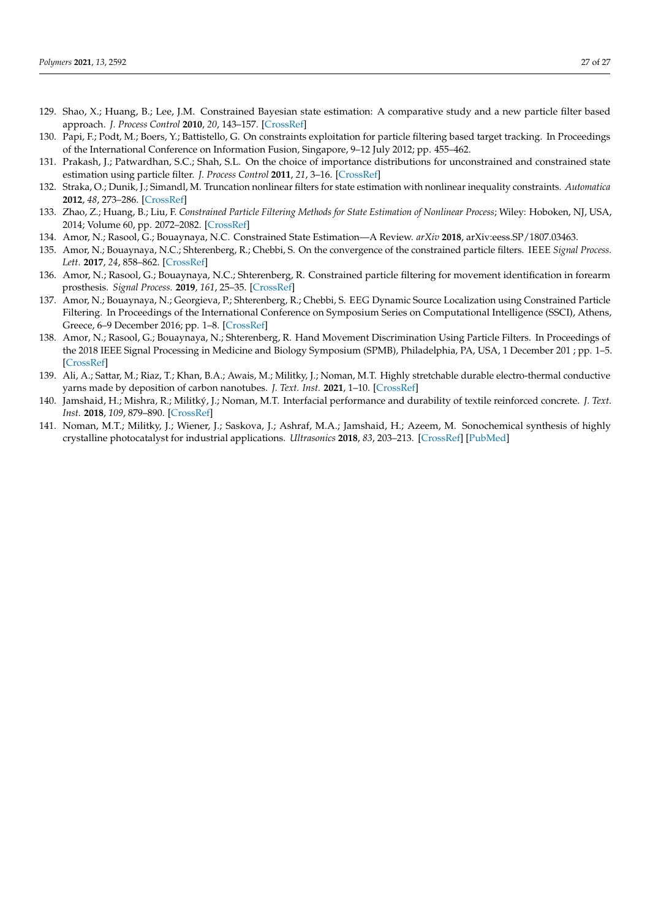129. Shao, X.; Huang, B.; Lee, J.M. Constrained Bayesian state estimation: A comparative study and a new particle filter based approach. *J. Process Control* **2010**, *20*, 143–157. [CrossRef]
130. Papi, F.; Podt, M.; Boers, Y.; Battistello, G. On constraints exploitation for particle filtering based target tracking. In Proceedings of the International Conference on Information Fusion, Singapore, 9–12 July 2012; pp. 455–462.
131. Prakash, J.; Patwardhan, S.C.; Shah, S.L. On the choice of importance distributions for unconstrained and constrained state estimation using particle filter. *J. Process Control* **2011**, *21*, 3–16. [CrossRef]
132. Straka, O.; Dunik, J.; Simandl, M. Truncation nonlinear filters for state estimation with nonlinear inequality constraints. *Automatica* **2012**, *48*, 273–286. [CrossRef]
133. Zhao, Z.; Huang, B.; Liu, F. *Constrained Particle Filtering Methods for State Estimation of Nonlinear Process*; Wiley: Hoboken, NJ, USA, 2014; Volume 60, pp. 2072–2082. [CrossRef]
134. Amor, N.; Rasool, G.; Bouaynaya, N.C. Constrained State Estimation—A Review. *arXiv* **2018**, arXiv:eess.SP/1807.03463.
135. Amor, N.; Bouaynaya, N.C.; Shterenberg, R.; Chebbi, S. On the convergence of the constrained particle filters. IEEE *Signal Process. Lett.* **2017**, *24*, 858–862. [CrossRef]
136. Amor, N.; Rasool, G.; Bouaynaya, N.C.; Shterenberg, R. Constrained particle filtering for movement identification in forearm prosthesis. *Signal Process.* **2019**, *161*, 25–35. [CrossRef]
137. Amor, N.; Bouaynaya, N.; Georgieva, P.; Shterenberg, R.; Chebbi, S. EEG Dynamic Source Localization using Constrained Particle Filtering. In Proceedings of the International Conference on Symposium Series on Computational Intelligence (SSCI), Athens, Greece, 6–9 December 2016; pp. 1–8. [CrossRef]
138. Amor, N.; Rasool, G.; Bouaynaya, N.; Shterenberg, R. Hand Movement Discrimination Using Particle Filters. In Proceedings of the 2018 IEEE Signal Processing in Medicine and Biology Symposium (SPMB), Philadelphia, PA, USA, 1 December 201 ; pp. 1–5. [CrossRef]
139. Ali, A.; Sattar, M.; Riaz, T.; Khan, B.A.; Awais, M.; Militky, J.; Noman, M.T. Highly stretchable durable electro-thermal conductive yarns made by deposition of carbon nanotubes. *J. Text. Inst.* **2021**, 1–10. [CrossRef]
140. Jamshaid, H.; Mishra, R.; Militký, J.; Noman, M.T. Interfacial performance and durability of textile reinforced concrete. *J. Text. Inst.* **2018**, *109*, 879–890. [CrossRef]
141. Noman, M.T.; Militky, J.; Wiener, J.; Saskova, J.; Ashraf, M.A.; Jamshaid, H.; Azeem, M. Sonochemical synthesis of highly crystalline photocatalyst for industrial applications. *Ultrasonics* **2018**, *83*, 203–213. [CrossRef] [PubMed]